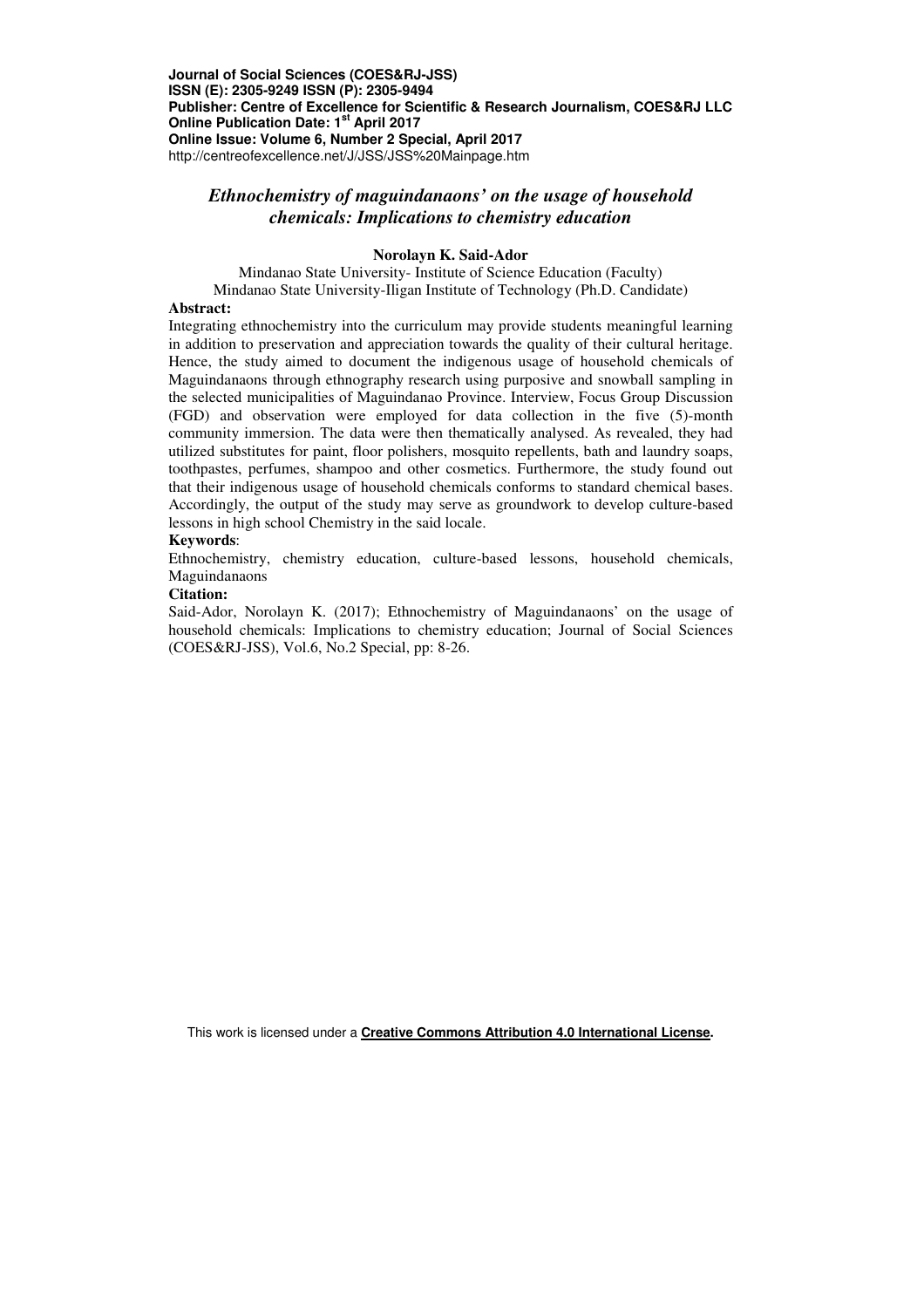**Journal of Social Sciences (COES&RJ-JSS)**
**ISSN (E): 2305-9249 ISSN (P): 2305-9494**
**Publisher: Centre of Excellence for Scientific & Research Journalism, COES&RJ LLC**
**Online Publication Date: 1st April 2017**
**Online Issue: Volume 6, Number 2 Special, April 2017**
http://centreofexcellence.net/J/JSS/JSS%20Mainpage.htm

# *Ethnochemistry of maguindanaons' on the usage of household chemicals: Implications to chemistry education*

**Norolayn K. Said-Ador**

Mindanao State University- Institute of Science Education (Faculty)
Mindanao State University-Iligan Institute of Technology (Ph.D. Candidate)

**Abstract:**

Integrating ethnochemistry into the curriculum may provide students meaningful learning in addition to preservation and appreciation towards the quality of their cultural heritage. Hence, the study aimed to document the indigenous usage of household chemicals of Maguindanaons through ethnography research using purposive and snowball sampling in the selected municipalities of Maguindanao Province. Interview, Focus Group Discussion (FGD) and observation were employed for data collection in the five (5)-month community immersion. The data were then thematically analysed. As revealed, they had utilized substitutes for paint, floor polishers, mosquito repellents, bath and laundry soaps, toothpastes, perfumes, shampoo and other cosmetics. Furthermore, the study found out that their indigenous usage of household chemicals conforms to standard chemical bases. Accordingly, the output of the study may serve as groundwork to develop culture-based lessons in high school Chemistry in the said locale.

**Keywords**:

Ethnochemistry, chemistry education, culture-based lessons, household chemicals, Maguindanaons

**Citation:**

Said-Ador, Norolayn K. (2017); Ethnochemistry of Maguindanaons' on the usage of household chemicals: Implications to chemistry education; Journal of Social Sciences (COES&RJ-JSS), Vol.6, No.2 Special, pp: 8-26.

This work is licensed under a **Creative Commons Attribution 4.0 International License.**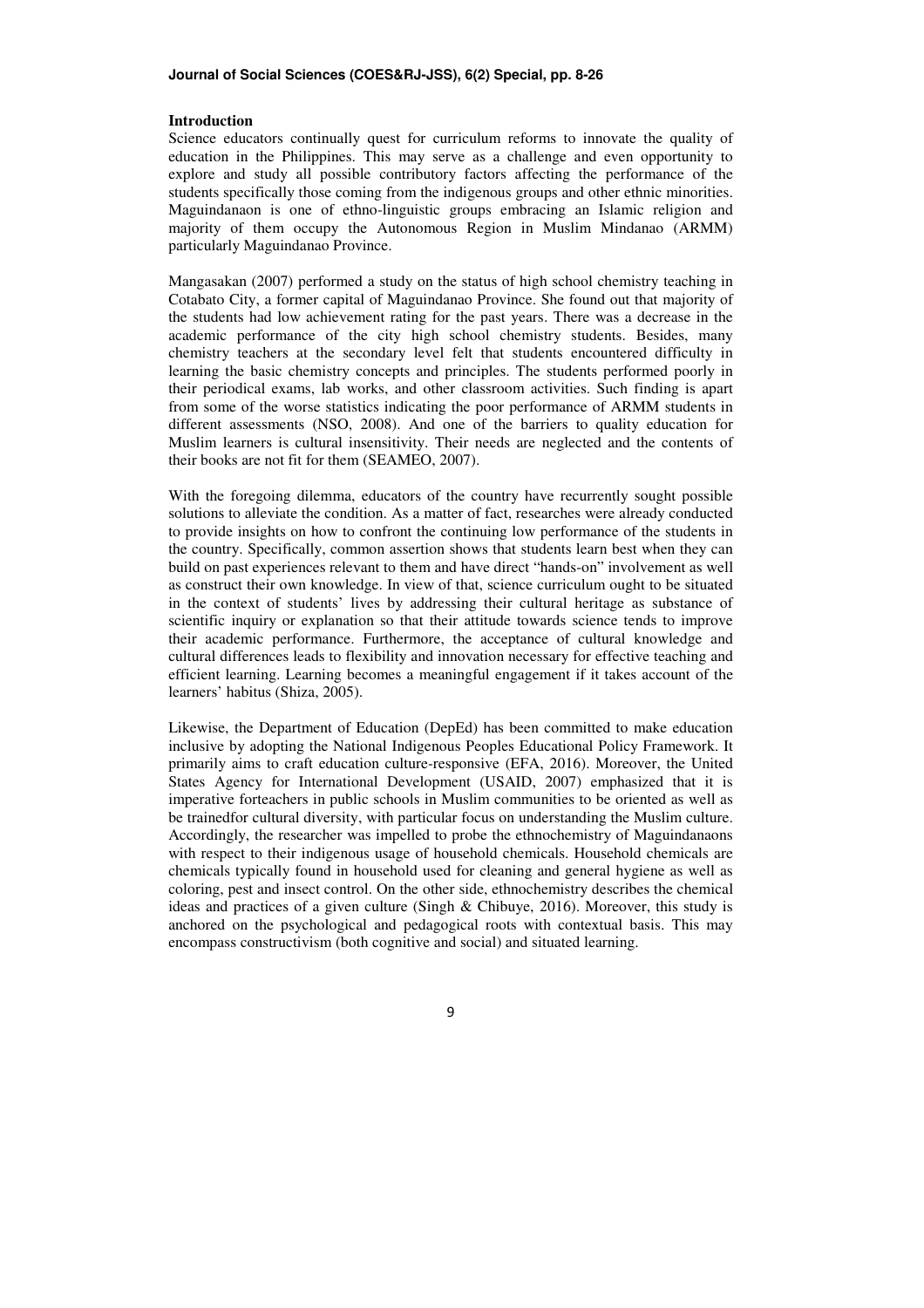## Introduction

Science educators continually quest for curriculum reforms to innovate the quality of education in the Philippines. This may serve as a challenge and even opportunity to explore and study all possible contributory factors affecting the performance of the students specifically those coming from the indigenous groups and other ethnic minorities. Maguindanaon is one of ethno-linguistic groups embracing an Islamic religion and majority of them occupy the Autonomous Region in Muslim Mindanao (ARMM) particularly Maguindanao Province.

Mangasakan (2007) performed a study on the status of high school chemistry teaching in Cotabato City, a former capital of Maguindanao Province. She found out that majority of the students had low achievement rating for the past years. There was a decrease in the academic performance of the city high school chemistry students. Besides, many chemistry teachers at the secondary level felt that students encountered difficulty in learning the basic chemistry concepts and principles. The students performed poorly in their periodical exams, lab works, and other classroom activities. Such finding is apart from some of the worse statistics indicating the poor performance of ARMM students in different assessments (NSO, 2008). And one of the barriers to quality education for Muslim learners is cultural insensitivity. Their needs are neglected and the contents of their books are not fit for them (SEAMEO, 2007).

With the foregoing dilemma, educators of the country have recurrently sought possible solutions to alleviate the condition. As a matter of fact, researches were already conducted to provide insights on how to confront the continuing low performance of the students in the country. Specifically, common assertion shows that students learn best when they can build on past experiences relevant to them and have direct "hands-on" involvement as well as construct their own knowledge. In view of that, science curriculum ought to be situated in the context of students' lives by addressing their cultural heritage as substance of scientific inquiry or explanation so that their attitude towards science tends to improve their academic performance. Furthermore, the acceptance of cultural knowledge and cultural differences leads to flexibility and innovation necessary for effective teaching and efficient learning. Learning becomes a meaningful engagement if it takes account of the learners' habitus (Shiza, 2005).

Likewise, the Department of Education (DepEd) has been committed to make education inclusive by adopting the National Indigenous Peoples Educational Policy Framework. It primarily aims to craft education culture-responsive (EFA, 2016). Moreover, the United States Agency for International Development (USAID, 2007) emphasized that it is imperative forteachers in public schools in Muslim communities to be oriented as well as be trainedfor cultural diversity, with particular focus on understanding the Muslim culture. Accordingly, the researcher was impelled to probe the ethnochemistry of Maguindanaons with respect to their indigenous usage of household chemicals. Household chemicals are chemicals typically found in household used for cleaning and general hygiene as well as coloring, pest and insect control. On the other side, ethnochemistry describes the chemical ideas and practices of a given culture (Singh & Chibuye, 2016). Moreover, this study is anchored on the psychological and pedagogical roots with contextual basis. This may encompass constructivism (both cognitive and social) and situated learning.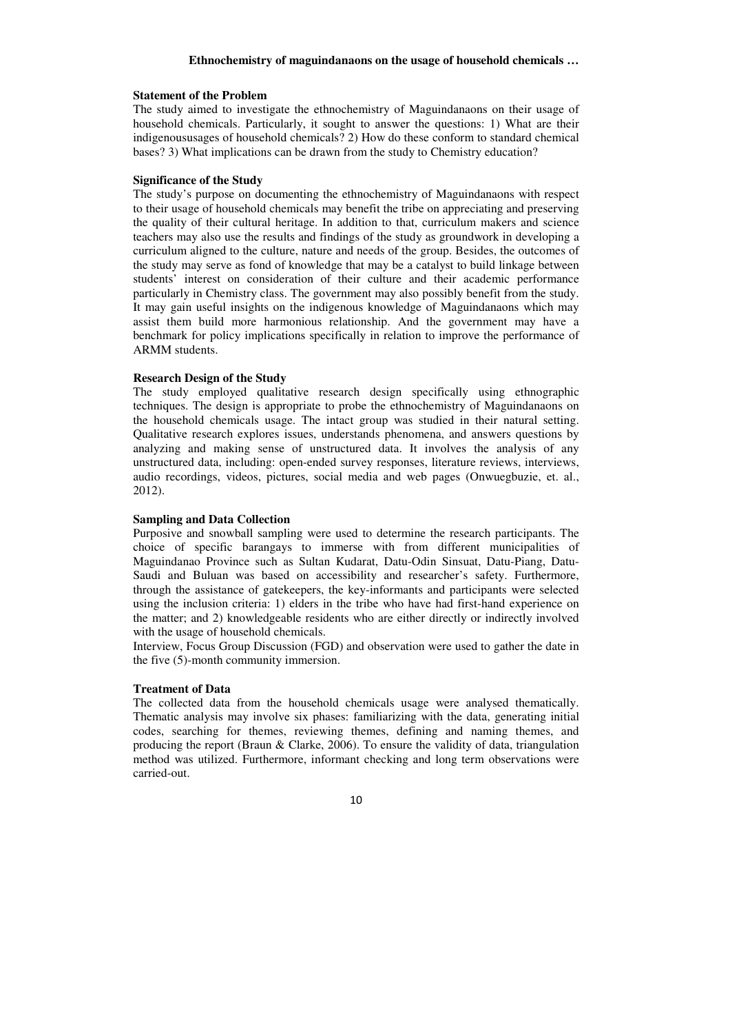### Statement of the Problem

The study aimed to investigate the ethnochemistry of Maguindanaons on their usage of household chemicals. Particularly, it sought to answer the questions: 1) What are their indigenoususages of household chemicals? 2) How do these conform to standard chemical bases? 3) What implications can be drawn from the study to Chemistry education?

### Significance of the Study

The study's purpose on documenting the ethnochemistry of Maguindanaons with respect to their usage of household chemicals may benefit the tribe on appreciating and preserving the quality of their cultural heritage. In addition to that, curriculum makers and science teachers may also use the results and findings of the study as groundwork in developing a curriculum aligned to the culture, nature and needs of the group. Besides, the outcomes of the study may serve as fond of knowledge that may be a catalyst to build linkage between students' interest on consideration of their culture and their academic performance particularly in Chemistry class. The government may also possibly benefit from the study. It may gain useful insights on the indigenous knowledge of Maguindanaons which may assist them build more harmonious relationship. And the government may have a benchmark for policy implications specifically in relation to improve the performance of ARMM students.

### Research Design of the Study

The study employed qualitative research design specifically using ethnographic techniques. The design is appropriate to probe the ethnochemistry of Maguindanaons on the household chemicals usage. The intact group was studied in their natural setting. Qualitative research explores issues, understands phenomena, and answers questions by analyzing and making sense of unstructured data. It involves the analysis of any unstructured data, including: open-ended survey responses, literature reviews, interviews, audio recordings, videos, pictures, social media and web pages (Onwuegbuzie, et. al., 2012).

### Sampling and Data Collection

Purposive and snowball sampling were used to determine the research participants. The choice of specific barangays to immerse with from different municipalities of Maguindanao Province such as Sultan Kudarat, Datu-Odin Sinsuat, Datu-Piang, Datu-Saudi and Buluan was based on accessibility and researcher's safety. Furthermore, through the assistance of gatekeepers, the key-informants and participants were selected using the inclusion criteria: 1) elders in the tribe who have had first-hand experience on the matter; and 2) knowledgeable residents who are either directly or indirectly involved with the usage of household chemicals.

Interview, Focus Group Discussion (FGD) and observation were used to gather the date in the five (5)-month community immersion.

### Treatment of Data

The collected data from the household chemicals usage were analysed thematically. Thematic analysis may involve six phases: familiarizing with the data, generating initial codes, searching for themes, reviewing themes, defining and naming themes, and producing the report (Braun & Clarke, 2006). To ensure the validity of data, triangulation method was utilized. Furthermore, informant checking and long term observations were carried-out.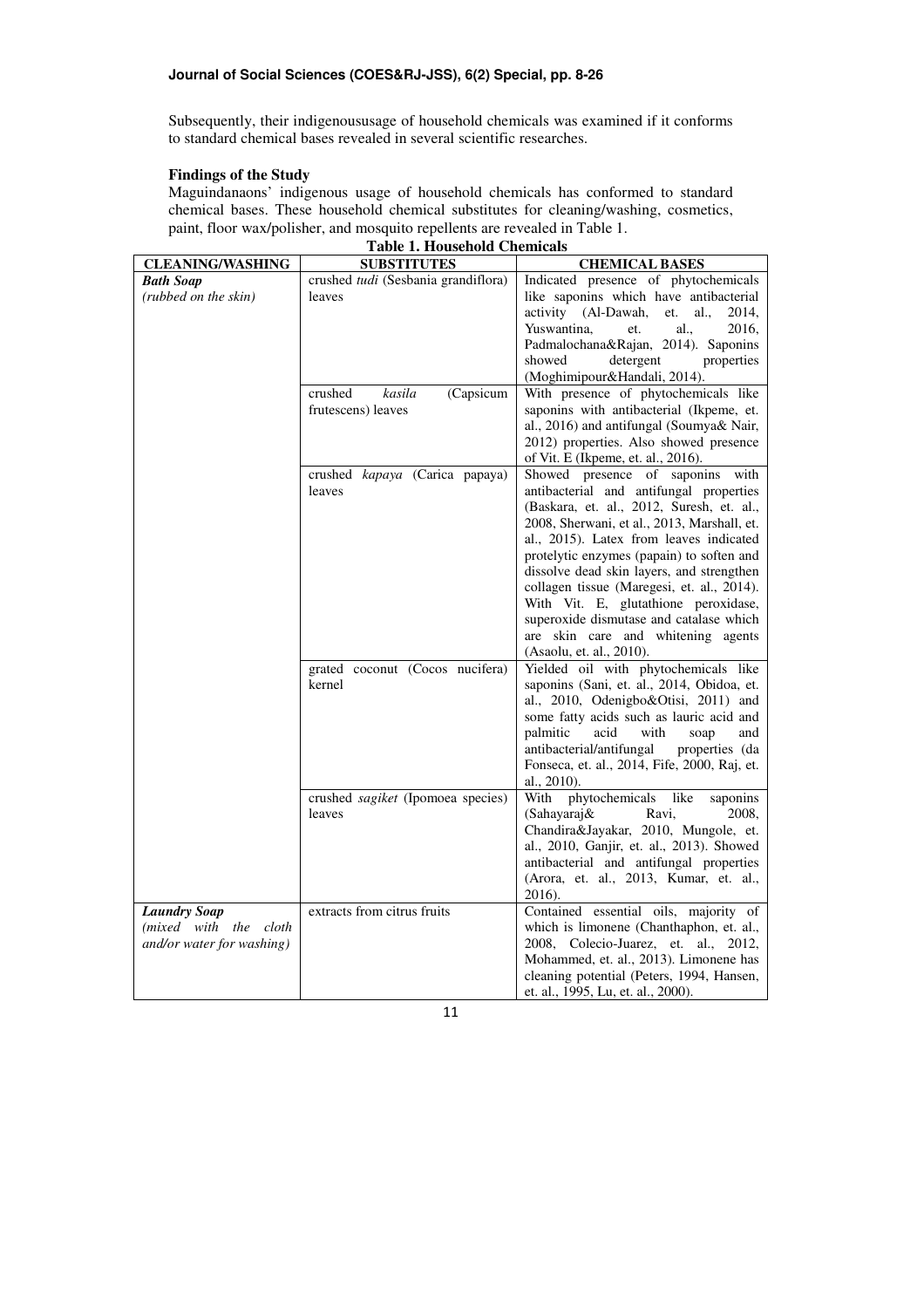Subsequently, their indigenoususage of household chemicals was examined if it conforms to standard chemical bases revealed in several scientific researches.

**Findings of the Study**

Maguindanaons' indigenous usage of household chemicals has conformed to standard chemical bases. These household chemical substitutes for cleaning/washing, cosmetics, paint, floor wax/polisher, and mosquito repellents are revealed in Table 1.

**Table 1. Household Chemicals**

| CLEANING/WASHING | SUBSTITUTES | CHEMICAL BASES |
|---|---|---|
| ***Bath Soap*** *(rubbed on the skin)* | crushed *tudi* (Sesbania grandiflora) leaves | Indicated presence of phytochemicals like saponins which have antibacterial activity (Al-Dawah, et. al., 2014, Yuswantina, et. al., 2016, Padmalochana&Rajan, 2014). Saponins showed detergent properties (Moghimipour&Handali, 2014). |
| | crushed *kasila* (Capsicum frutescens) leaves | With presence of phytochemicals like saponins with antibacterial (Ikpeme, et. al., 2016) and antifungal (Soumya& Nair, 2012) properties. Also showed presence of Vit. E (Ikpeme, et. al., 2016). |
| | crushed *kapaya* (Carica papaya) leaves | Showed presence of saponins with antibacterial and antifungal properties (Baskara, et. al., 2012, Suresh, et. al., 2008, Sherwani, et al., 2013, Marshall, et. al., 2015). Latex from leaves indicated protelytic enzymes (papain) to soften and dissolve dead skin layers, and strengthen collagen tissue (Maregesi, et. al., 2014). With Vit. E, glutathione peroxidase, superoxide dismutase and catalase which are skin care and whitening agents (Asaolu, et. al., 2010). |
| | grated coconut (Cocos nucifera) kernel | Yielded oil with phytochemicals like saponins (Sani, et. al., 2014, Obidoa, et. al., 2010, Odenigbo&Otisi, 2011) and some fatty acids such as lauric acid and palmitic acid with soap and antibacterial/antifungal properties (da Fonseca, et. al., 2014, Fife, 2000, Raj, et. al., 2010). |
| | crushed *sagiket* (Ipomoea species) leaves | With phytochemicals like saponins (Sahayaraj& Ravi, 2008, Chandira&Jayakar, 2010, Mungole, et. al., 2010, Ganjir, et. al., 2013). Showed antibacterial and antifungal properties (Arora, et. al., 2013, Kumar, et. al., 2016). |
| ***Laundry Soap*** *(mixed with the cloth and/or water for washing)* | extracts from citrus fruits | Contained essential oils, majority of which is limonene (Chanthaphon, et. al., 2008, Colecio-Juarez, et. al., 2012, Mohammed, et. al., 2013). Limonene has cleaning potential (Peters, 1994, Hansen, et. al., 1995, Lu, et. al., 2000). |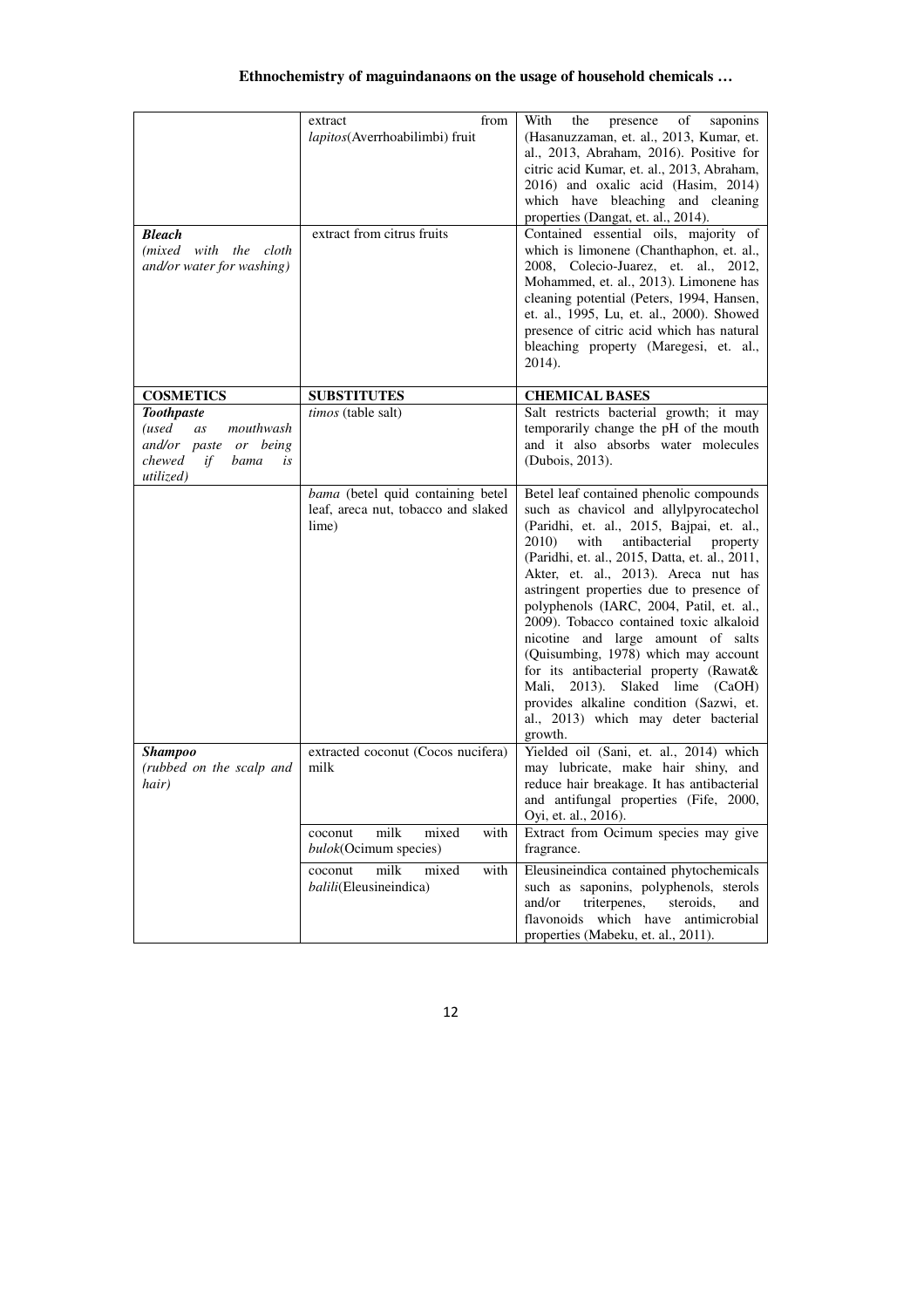| | | |
|---|---|---|
| | extract from *lapitos*(Averrhoabilimbi) fruit | With the presence of saponins (Hasanuzzaman, et. al., 2013, Kumar, et. al., 2013, Abraham, 2016). Positive for citric acid Kumar, et. al., 2013, Abraham, 2016) and oxalic acid (Hasim, 2014) which have bleaching and cleaning properties (Dangat, et. al., 2014). |
| ***Bleach*** *(mixed with the cloth and/or water for washing)* | extract from citrus fruits | Contained essential oils, majority of which is limonene (Chanthaphon, et. al., 2008, Colecio-Juarez, et. al., 2012, Mohammed, et. al., 2013). Limonene has cleaning potential (Peters, 1994, Hansen, et. al., 1995, Lu, et. al., 2000). Showed presence of citric acid which has natural bleaching property (Maregesi, et. al., 2014). |
| **COSMETICS** | **SUBSTITUTES** | **CHEMICAL BASES** |
| ***Toothpaste*** *(used as mouthwash and/or paste or being chewed if bama is utilized)* | *timos* (table salt) | Salt restricts bacterial growth; it may temporarily change the pH of the mouth and it also absorbs water molecules (Dubois, 2013). |
| | *bama* (betel quid containing betel leaf, areca nut, tobacco and slaked lime) | Betel leaf contained phenolic compounds such as chavicol and allylpyrocatechol (Paridhi, et. al., 2015, Bajpai, et. al., 2010) with antibacterial property (Paridhi, et. al., 2015, Datta, et. al., 2011, Akter, et. al., 2013). Areca nut has astringent properties due to presence of polyphenols (IARC, 2004, Patil, et. al., 2009). Tobacco contained toxic alkaloid nicotine and large amount of salts (Quisumbing, 1978) which may account for its antibacterial property (Rawat& Mali, 2013). Slaked lime (CaOH) provides alkaline condition (Sazwi, et. al., 2013) which may deter bacterial growth. |
| ***Shampoo*** *(rubbed on the scalp and hair)* | extracted coconut (Cocos nucifera) milk | Yielded oil (Sani, et. al., 2014) which may lubricate, make hair shiny, and reduce hair breakage. It has antibacterial and antifungal properties (Fife, 2000, Oyi, et. al., 2016). |
| | coconut milk mixed with *bulok*(Ocimum species) | Extract from Ocimum species may give fragrance. |
| | coconut milk mixed with *balili*(Eleusineindica) | Eleusineindica contained phytochemicals such as saponins, polyphenols, sterols and/or triterpenes, steroids, and flavonoids which have antimicrobial properties (Mabeku, et. al., 2011). |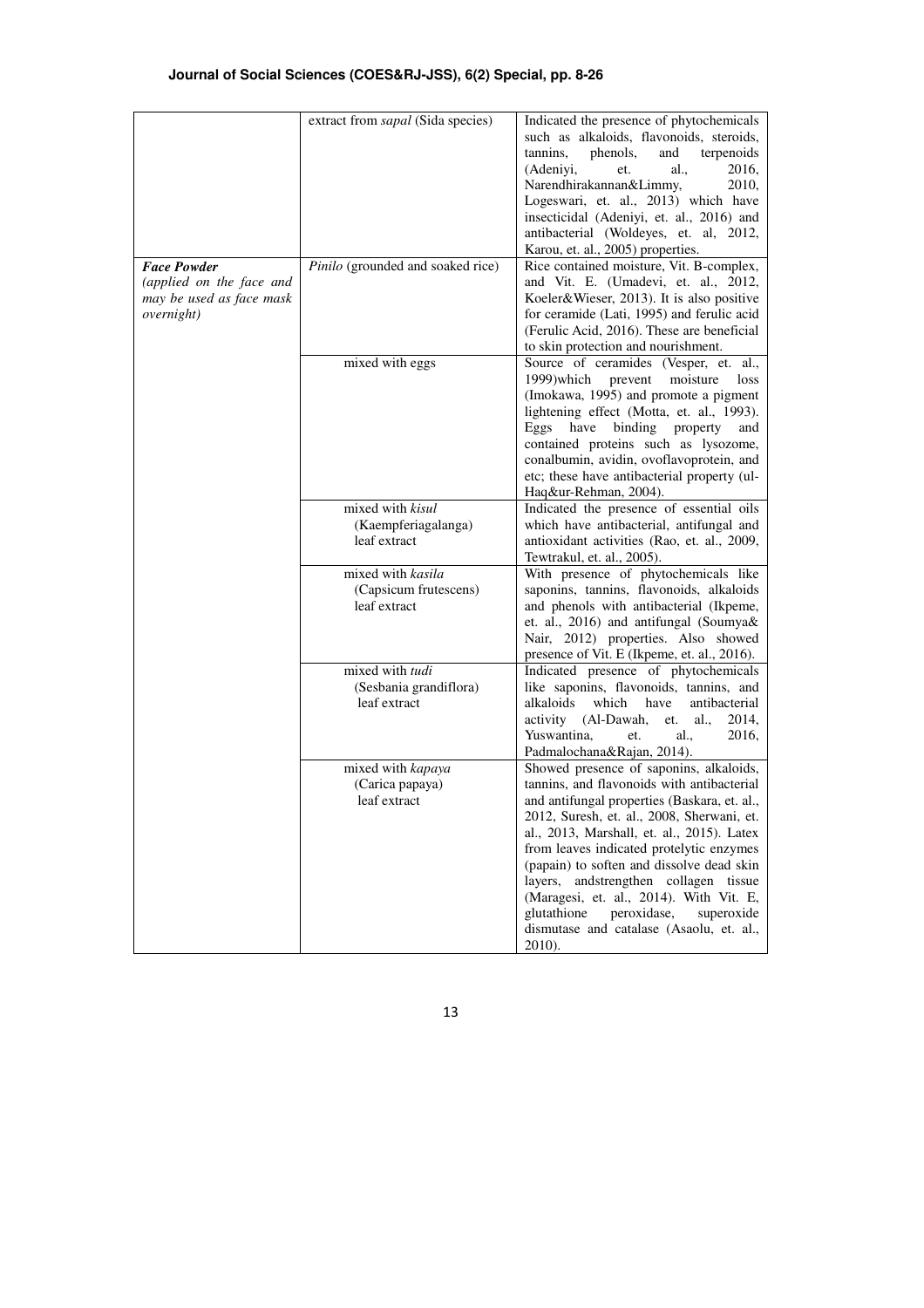| | | |
|---|---|---|
| | extract from *sapal* (Sida species) | Indicated the presence of phytochemicals such as alkaloids, flavonoids, steroids, tannins, phenols, and terpenoids (Adeniyi, et. al., 2016, Narendhirakannan&Limmy, 2010, Logeswari, et. al., 2013) which have insecticidal (Adeniyi, et. al., 2016) and antibacterial (Woldeyes, et. al, 2012, Karou, et. al., 2005) properties. |
| ***Face Powder*** *(applied on the face and may be used as face mask overnight)* | *Pinilo* (grounded and soaked rice) | Rice contained moisture, Vit. B-complex, and Vit. E. (Umadevi, et. al., 2012, Koeler&Wieser, 2013). It is also positive for ceramide (Lati, 1995) and ferulic acid (Ferulic Acid, 2016). These are beneficial to skin protection and nourishment. |
| | mixed with eggs | Source of ceramides (Vesper, et. al., 1999)which prevent moisture loss (Imokawa, 1995) and promote a pigment lightening effect (Motta, et. al., 1993). Eggs have binding property and contained proteins such as lysozome, conalbumin, avidin, ovoflavoprotein, and etc; these have antibacterial property (ul-Haq&ur-Rehman, 2004). |
| | mixed with *kisul* (Kaempferiagalanga) leaf extract | Indicated the presence of essential oils which have antibacterial, antifungal and antioxidant activities (Rao, et. al., 2009, Tewtrakul, et. al., 2005). |
| | mixed with *kasila* (Capsicum frutescens) leaf extract | With presence of phytochemicals like saponins, tannins, flavonoids, alkaloids and phenols with antibacterial (Ikpeme, et. al., 2016) and antifungal (Soumya& Nair, 2012) properties. Also showed presence of Vit. E (Ikpeme, et. al., 2016). |
| | mixed with *tudi* (Sesbania grandiflora) leaf extract | Indicated presence of phytochemicals like saponins, flavonoids, tannins, and alkaloids which have antibacterial activity (Al-Dawah, et. al., 2014, Yuswantina, et. al., 2016, Padmalochana&Rajan, 2014). |
| | mixed with *kapaya* (Carica papaya) leaf extract | Showed presence of saponins, alkaloids, tannins, and flavonoids with antibacterial and antifungal properties (Baskara, et. al., 2012, Suresh, et. al., 2008, Sherwani, et. al., 2013, Marshall, et. al., 2015). Latex from leaves indicated protelytic enzymes (papain) to soften and dissolve dead skin layers, andstrengthen collagen tissue (Maragesi, et. al., 2014). With Vit. E, glutathione peroxidase, superoxide dismutase and catalase (Asaolu, et. al., 2010). |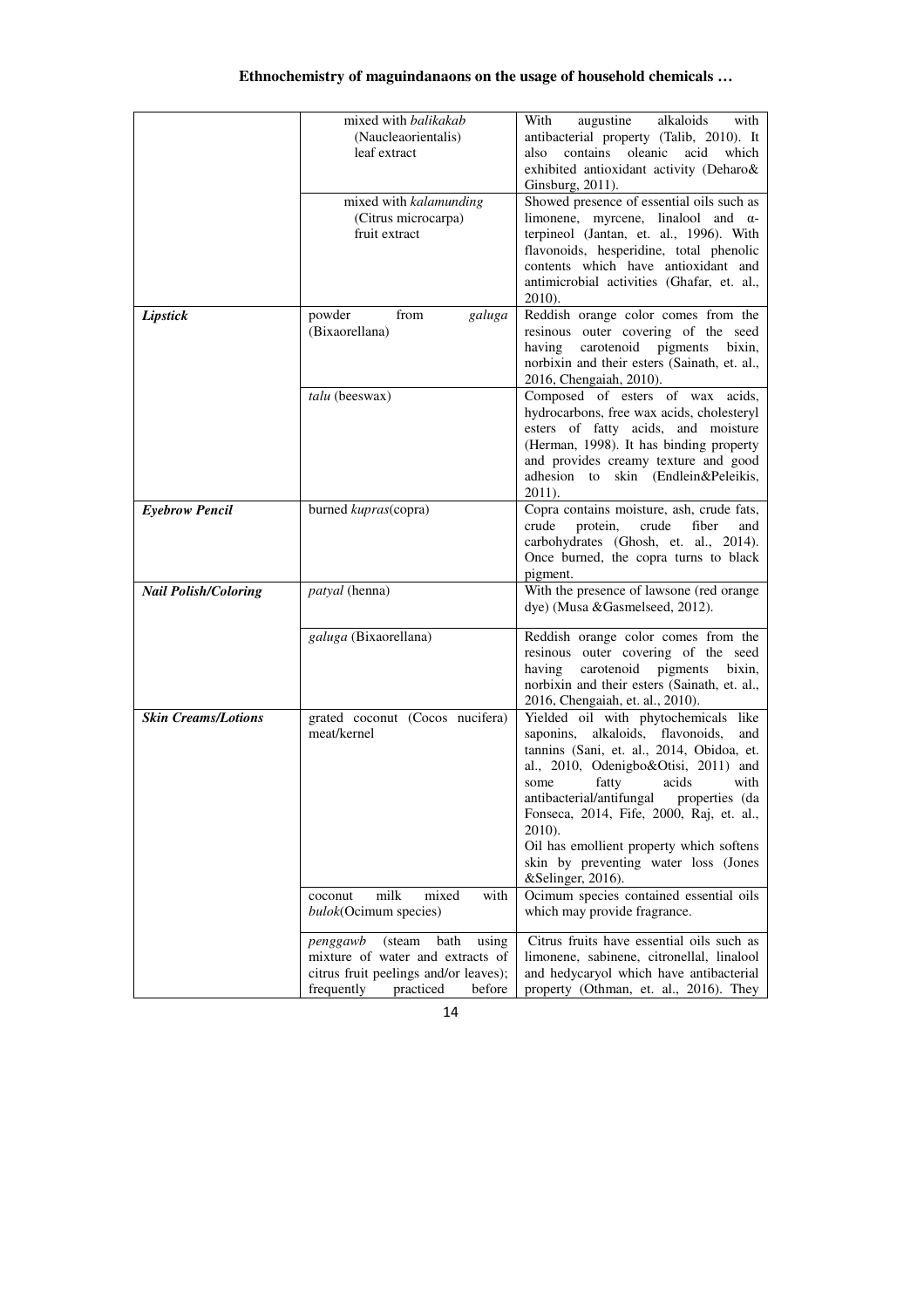| | | |
|---|---|---|
| | mixed with *balikakab* (Naucleaorientalis) leaf extract | With augustine alkaloids with antibacterial property (Talib, 2010). It also contains oleanic acid which exhibited antioxidant activity (Deharo& Ginsburg, 2011). |
| | mixed with *kalamunding* (Citrus microcarpa) fruit extract | Showed presence of essential oils such as limonene, myrcene, linalool and α-terpineol (Jantan, et. al., 1996). With flavonoids, hesperidine, total phenolic contents which have antioxidant and antimicrobial activities (Ghafar, et. al., 2010). |
| ***Lipstick*** | powder from *galuga* (Bixaorellana) | Reddish orange color comes from the resinous outer covering of the seed having carotenoid pigments bixin, norbixin and their esters (Sainath, et. al., 2016, Chengaiah, 2010). |
| | *talu* (beeswax) | Composed of esters of wax acids, hydrocarbons, free wax acids, cholesteryl esters of fatty acids, and moisture (Herman, 1998). It has binding property and provides creamy texture and good adhesion to skin (Endlein&Peleikis, 2011). |
| ***Eyebrow Pencil*** | burned *kupras*(copra) | Copra contains moisture, ash, crude fats, crude protein, crude fiber and carbohydrates (Ghosh, et. al., 2014). Once burned, the copra turns to black pigment. |
| ***Nail Polish/Coloring*** | *patyal* (henna) | With the presence of lawsone (red orange dye) (Musa &Gasmelseed, 2012). |
| | *galuga* (Bixaorellana) | Reddish orange color comes from the resinous outer covering of the seed having carotenoid pigments bixin, norbixin and their esters (Sainath, et. al., 2016, Chengaiah, et. al., 2010). |
| ***Skin Creams/Lotions*** | grated coconut (Cocos nucifera) meat/kernel | Yielded oil with phytochemicals like saponins, alkaloids, flavonoids, and tannins (Sani, et. al., 2014, Obidoa, et. al., 2010, Odenigbo&Otisi, 2011) and some fatty acids with antibacterial/antifungal properties (da Fonseca, 2014, Fife, 2000, Raj, et. al., 2010). Oil has emollient property which softens skin by preventing water loss (Jones &Selinger, 2016). |
| | coconut milk mixed with *bulok*(Ocimum species) | Ocimum species contained essential oils which may provide fragrance. |
| | *penggawb* (steam bath using mixture of water and extracts of citrus fruit peelings and/or leaves); frequently practiced before | Citrus fruits have essential oils such as limonene, sabinene, citronellal, linalool and hedycaryol which have antibacterial property (Othman, et. al., 2016). They |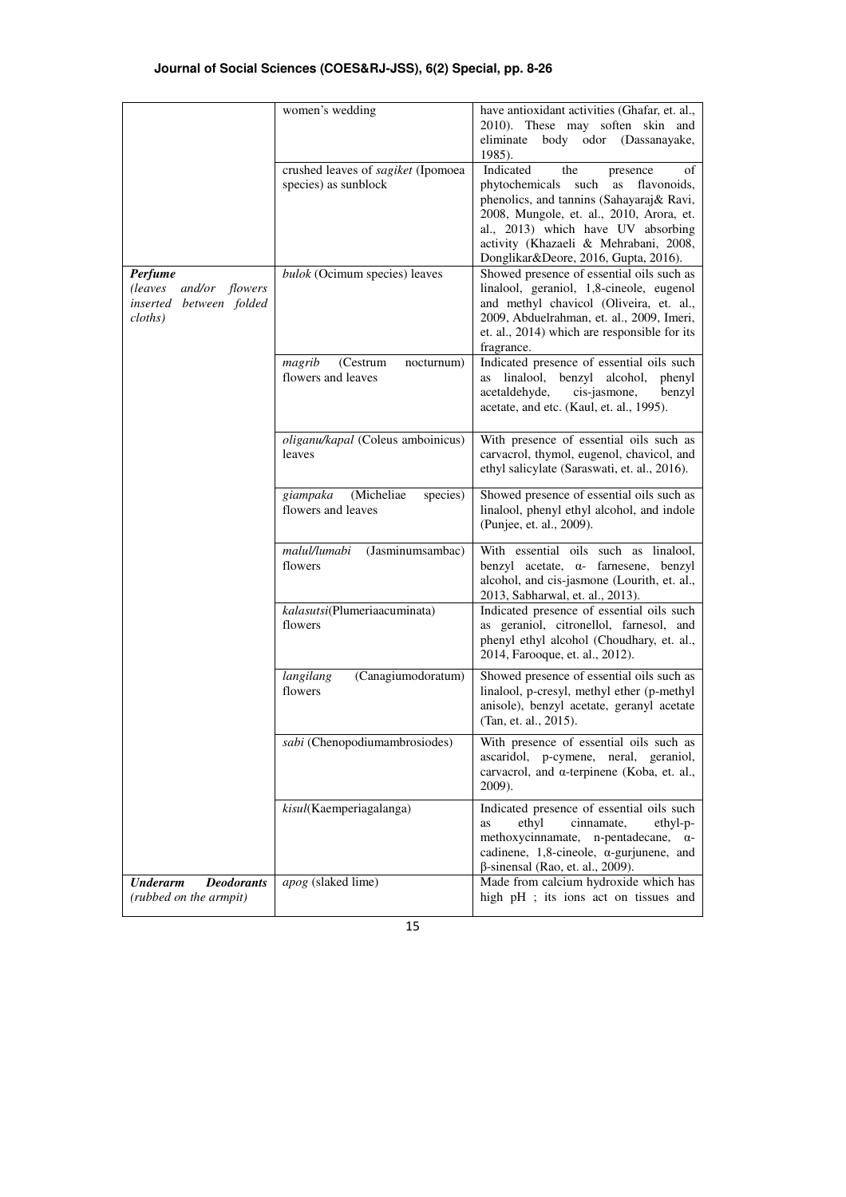| | | |
|---|---|---|
| | women's wedding | have antioxidant activities (Ghafar, et. al., 2010). These may soften skin and eliminate body odor (Dassanayake, 1985). |
| | crushed leaves of *sagiket* (Ipomoea species) as sunblock | Indicated the presence of phytochemicals such as flavonoids, phenolics, and tannins (Sahayaraj& Ravi, 2008, Mungole, et. al., 2010, Arora, et. al., 2013) which have UV absorbing activity (Khazaeli & Mehrabani, 2008, Donglikar&Deore, 2016, Gupta, 2016). |
| ***Perfume*** *(leaves and/or flowers inserted between folded cloths)* | *bulok* (Ocimum species) leaves | Showed presence of essential oils such as linalool, geraniol, 1,8-cineole, eugenol and methyl chavicol (Oliveira, et. al., 2009, Abduelrahman, et. al., 2009, Imeri, et. al., 2014) which are responsible for its fragrance. |
| | *magrib* (Cestrum nocturnum) flowers and leaves | Indicated presence of essential oils such as linalool, benzyl alcohol, phenyl acetaldehyde, cis-jasmone, benzyl acetate, and etc. (Kaul, et. al., 1995). |
| | *oliganu/kapal* (Coleus amboinicus) leaves | With presence of essential oils such as carvacrol, thymol, eugenol, chavicol, and ethyl salicylate (Saraswati, et. al., 2016). |
| | *giampaka* (Micheliae species) flowers and leaves | Showed presence of essential oils such as linalool, phenyl ethyl alcohol, and indole (Punjee, et. al., 2009). |
| | *malul/lumabi* (Jasminumsambac) flowers | With essential oils such as linalool, benzyl acetate, α- farnesene, benzyl alcohol, and cis-jasmone (Lourith, et. al., 2013, Sabharwal, et. al., 2013). |
| | *kalasutsi*(Plumeriaacuminata) flowers | Indicated presence of essential oils such as geraniol, citronellol, farnesol, and phenyl ethyl alcohol (Choudhary, et. al., 2014, Farooque, et. al., 2012). |
| | *langilang* (Canagiumodoratum) flowers | Showed presence of essential oils such as linalool, p-cresyl, methyl ether (p-methyl anisole), benzyl acetate, geranyl acetate (Tan, et. al., 2015). |
| | *sabi* (Chenopodiumambrosiodes) | With presence of essential oils such as ascaridol, p-cymene, neral, geraniol, carvacrol, and α-terpinene (Koba, et. al., 2009). |
| | *kisul*(Kaemperiagalanga) | Indicated presence of essential oils such as ethyl cinnamate, ethyl-p-methoxycinnamate, n-pentadecane, α-cadinene, 1,8-cineole, α-gurjunene, and β-sinensal (Rao, et. al., 2009). |
| ***Underarm Deodorants*** *(rubbed on the armpit)* | *apog* (slaked lime) | Made from calcium hydroxide which has high pH ; its ions act on tissues and |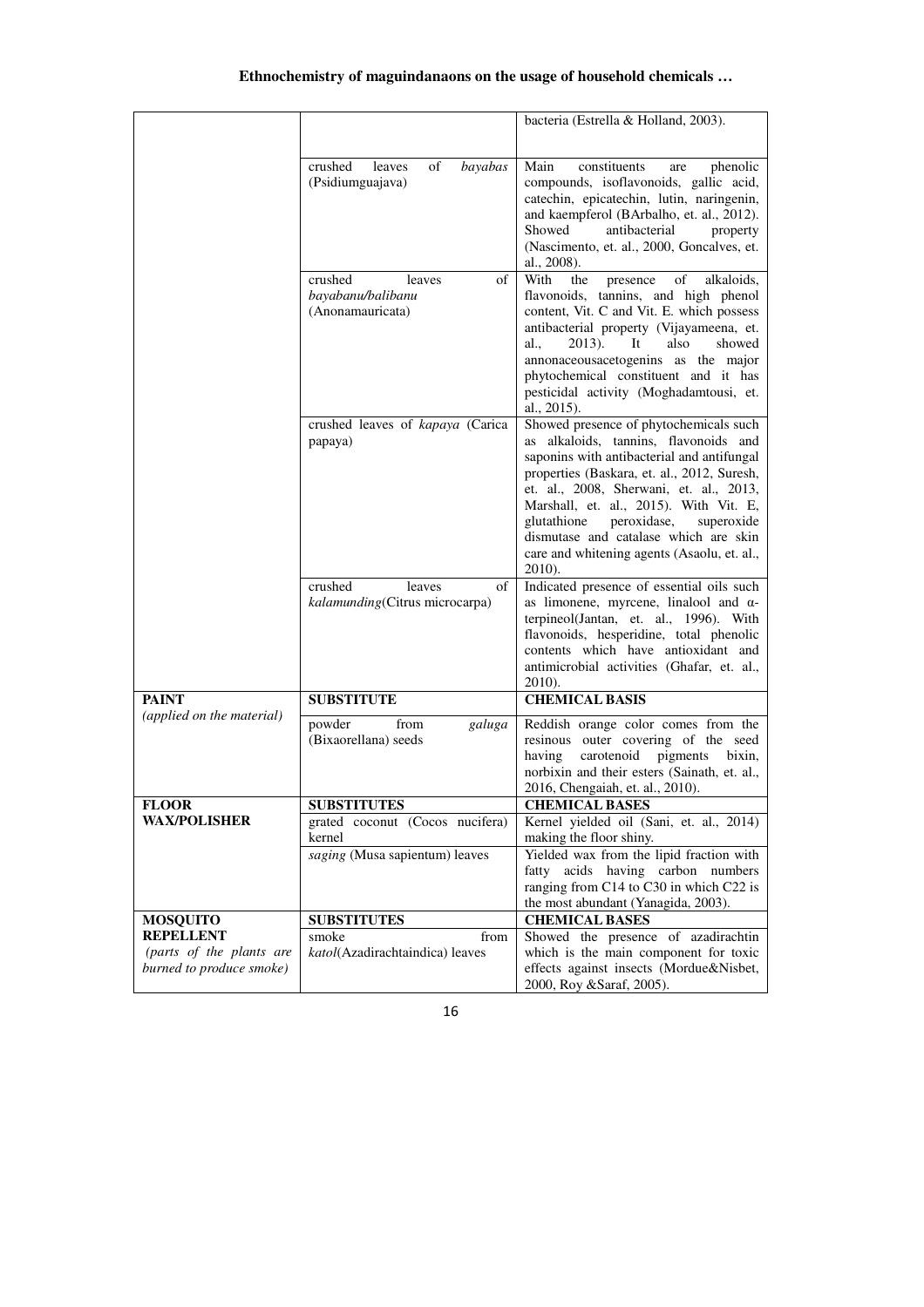| | | |
|---|---|---|
| | | bacteria (Estrella & Holland, 2003). |
| | crushed leaves of *bayabas* (Psidiumguajava) | Main constituents are phenolic compounds, isoflavonoids, gallic acid, catechin, epicatechin, lutin, naringenin, and kaempferol (BArbalho, et. al., 2012). Showed antibacterial property (Nascimento, et. al., 2000, Goncalves, et. al., 2008). |
| | crushed leaves of *bayabanu/balibanu* (Anonamauricata) | With the presence of alkaloids, flavonoids, tannins, and high phenol content, Vit. C and Vit. E. which possess antibacterial property (Vijayameena, et. al., 2013). It also showed annonaceousacetogenins as the major phytochemical constituent and it has pesticidal activity (Moghadamtousi, et. al., 2015). |
| | crushed leaves of *kapaya* (Carica papaya) | Showed presence of phytochemicals such as alkaloids, tannins, flavonoids and saponins with antibacterial and antifungal properties (Baskara, et. al., 2012, Suresh, et. al., 2008, Sherwani, et. al., 2013, Marshall, et. al., 2015). With Vit. E, glutathione peroxidase, superoxide dismutase and catalase which are skin care and whitening agents (Asaolu, et. al., 2010). |
| | crushed leaves of *kalamunding*(Citrus microcarpa) | Indicated presence of essential oils such as limonene, myrcene, linalool and α-terpineol(Jantan, et. al., 1996). With flavonoids, hesperidine, total phenolic contents which have antioxidant and antimicrobial activities (Ghafar, et. al., 2010). |
| **PAINT** *(applied on the material)* | **SUBSTITUTE** | **CHEMICAL BASIS** |
| | powder from *galuga* (Bixaorellana) seeds | Reddish orange color comes from the resinous outer covering of the seed having carotenoid pigments bixin, norbixin and their esters (Sainath, et. al., 2016, Chengaiah, et. al., 2010). |
| **FLOOR WAX/POLISHER** | **SUBSTITUTES** | **CHEMICAL BASES** |
| | grated coconut (Cocos nucifera) kernel | Kernel yielded oil (Sani, et. al., 2014) making the floor shiny. |
| | *saging* (Musa sapientum) leaves | Yielded wax from the lipid fraction with fatty acids having carbon numbers ranging from C14 to C30 in which C22 is the most abundant (Yanagida, 2003). |
| **MOSQUITO REPELLENT** *(parts of the plants are burned to produce smoke)* | **SUBSTITUTES** | **CHEMICAL BASES** |
| | smoke from *katol*(Azadirachtaindica) leaves | Showed the presence of azadirachtin which is the main component for toxic effects against insects (Mordue&Nisbet, 2000, Roy &Saraf, 2005). |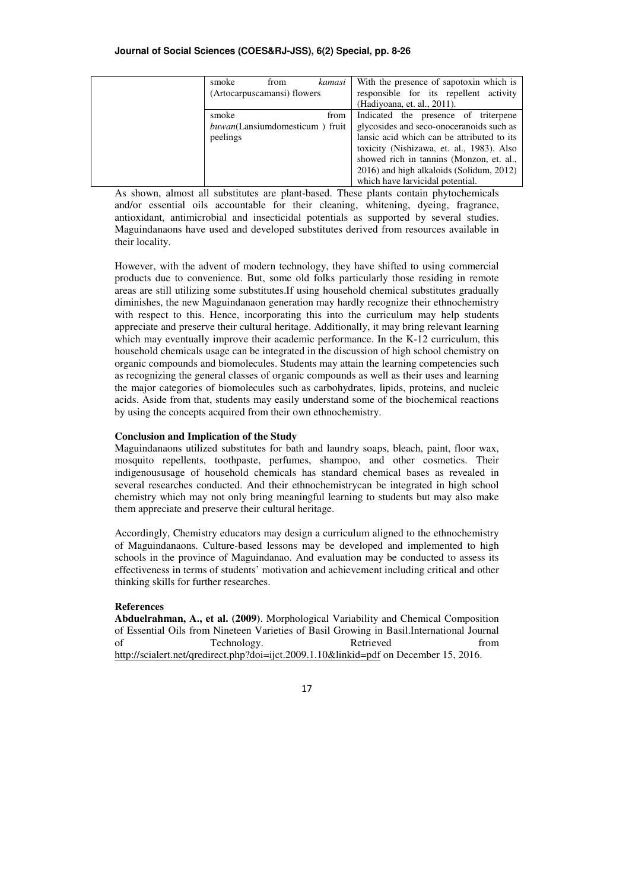| | | |
|---|---|---|
| | smoke from *kamasi* (Artocarpuscamansi) flowers | With the presence of sapotoxin which is responsible for its repellent activity (Hadiyoana, et. al., 2011). |
| | smoke from *buwan*(Lansiumdomesticum ) fruit peelings | Indicated the presence of triterpene glycosides and seco-onoceranoids such as lansic acid which can be attributed to its toxicity (Nishizawa, et. al., 1983). Also showed rich in tannins (Monzon, et. al., 2016) and high alkaloids (Solidum, 2012) which have larvicidal potential. |

As shown, almost all substitutes are plant-based. These plants contain phytochemicals and/or essential oils accountable for their cleaning, whitening, dyeing, fragrance, antioxidant, antimicrobial and insecticidal potentials as supported by several studies. Maguindanaons have used and developed substitutes derived from resources available in their locality.

However, with the advent of modern technology, they have shifted to using commercial products due to convenience. But, some old folks particularly those residing in remote areas are still utilizing some substitutes.If using household chemical substitutes gradually diminishes, the new Maguindanaon generation may hardly recognize their ethnochemistry with respect to this. Hence, incorporating this into the curriculum may help students appreciate and preserve their cultural heritage. Additionally, it may bring relevant learning which may eventually improve their academic performance. In the K-12 curriculum, this household chemicals usage can be integrated in the discussion of high school chemistry on organic compounds and biomolecules. Students may attain the learning competencies such as recognizing the general classes of organic compounds as well as their uses and learning the major categories of biomolecules such as carbohydrates, lipids, proteins, and nucleic acids. Aside from that, students may easily understand some of the biochemical reactions by using the concepts acquired from their own ethnochemistry.

**Conclusion and Implication of the Study**

Maguindanaons utilized substitutes for bath and laundry soaps, bleach, paint, floor wax, mosquito repellents, toothpaste, perfumes, shampoo, and other cosmetics. Their indigenoususage of household chemicals has standard chemical bases as revealed in several researches conducted. And their ethnochemistrycan be integrated in high school chemistry which may not only bring meaningful learning to students but may also make them appreciate and preserve their cultural heritage.

Accordingly, Chemistry educators may design a curriculum aligned to the ethnochemistry of Maguindanaons. Culture-based lessons may be developed and implemented to high schools in the province of Maguindanao. And evaluation may be conducted to assess its effectiveness in terms of students' motivation and achievement including critical and other thinking skills for further researches.

**References**

**Abduelrahman, A., et al. (2009)**. Morphological Variability and Chemical Composition of Essential Oils from Nineteen Varieties of Basil Growing in Basil.International Journal of Technology. Retrieved from http://scialert.net/qredirect.php?doi=ijct.2009.1.10&linkid=pdf on December 15, 2016.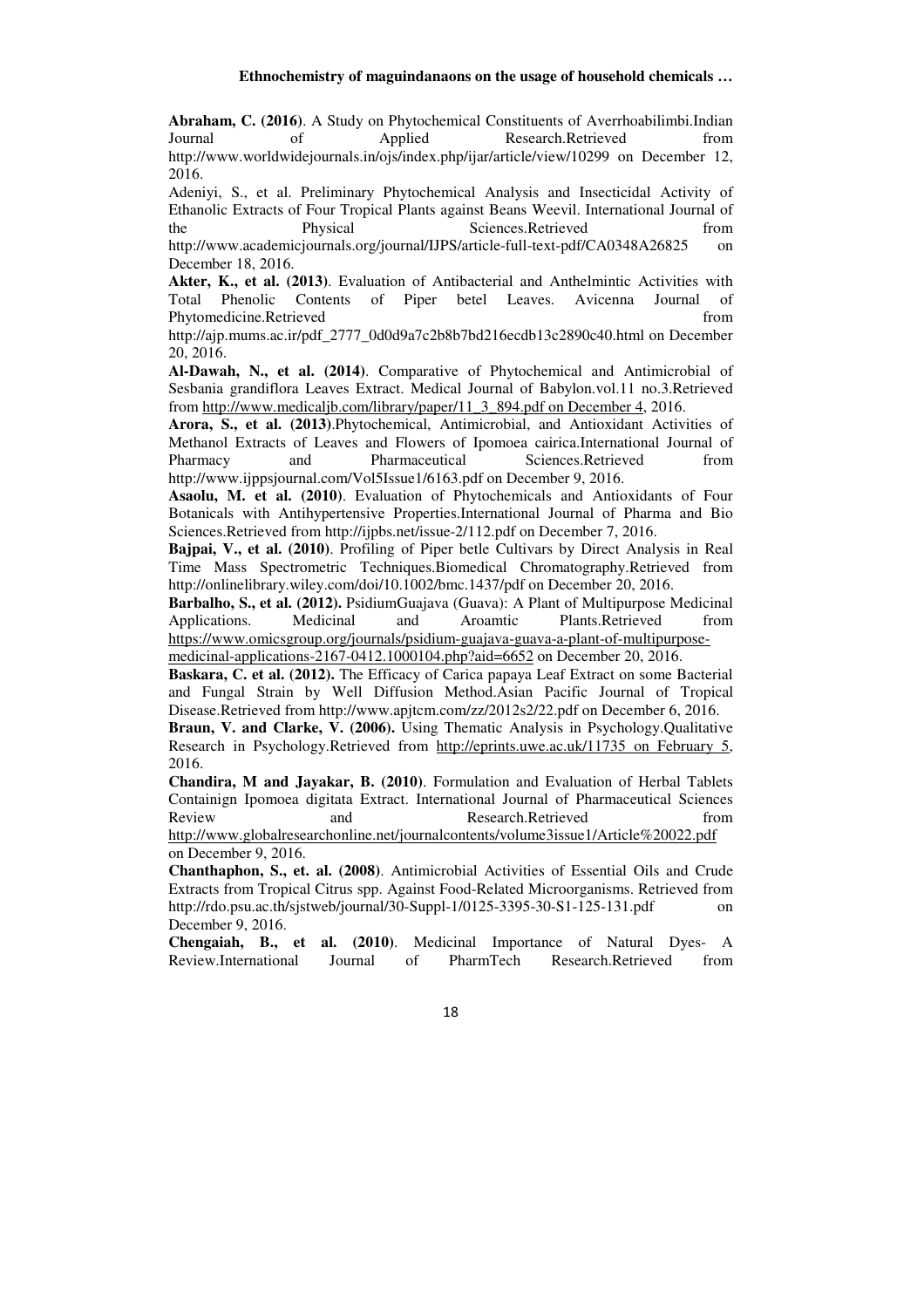**Abraham, C. (2016)**. A Study on Phytochemical Constituents of Averrhoabilimbi.Indian Journal of Applied Research.Retrieved from http://www.worldwidejournals.in/ojs/index.php/ijar/article/view/10299 on December 12, 2016.

Adeniyi, S., et al. Preliminary Phytochemical Analysis and Insecticidal Activity of Ethanolic Extracts of Four Tropical Plants against Beans Weevil. International Journal of the Physical Sciences.Retrieved from http://www.academicjournals.org/journal/IJPS/article-full-text-pdf/CA0348A26825 on December 18, 2016.

**Akter, K., et al. (2013)**. Evaluation of Antibacterial and Anthelmintic Activities with Total Phenolic Contents of Piper betel Leaves. Avicenna Journal of Phytomedicine.Retrieved from http://ajp.mums.ac.ir/pdf_2777_0d0d9a7c2b8b7bd216ecdb13c2890c40.html on December 20, 2016.

**Al-Dawah, N., et al. (2014)**. Comparative of Phytochemical and Antimicrobial of Sesbania grandiflora Leaves Extract. Medical Journal of Babylon.vol.11 no.3.Retrieved from http://www.medicaljb.com/library/paper/11_3_894.pdf on December 4, 2016.

**Arora, S., et al. (2013)**.Phytochemical, Antimicrobial, and Antioxidant Activities of Methanol Extracts of Leaves and Flowers of Ipomoea cairica.International Journal of Pharmacy and Pharmaceutical Sciences.Retrieved from http://www.ijppsjournal.com/Vol5Issue1/6163.pdf on December 9, 2016.

**Asaolu, M. et al. (2010)**. Evaluation of Phytochemicals and Antioxidants of Four Botanicals with Antihypertensive Properties.International Journal of Pharma and Bio Sciences.Retrieved from http://ijpbs.net/issue-2/112.pdf on December 7, 2016.

**Bajpai, V., et al. (2010)**. Profiling of Piper betle Cultivars by Direct Analysis in Real Time Mass Spectrometric Techniques.Biomedical Chromatography.Retrieved from http://onlinelibrary.wiley.com/doi/10.1002/bmc.1437/pdf on December 20, 2016.

**Barbalho, S., et al. (2012).** PsidiumGuajava (Guava): A Plant of Multipurpose Medicinal Applications. Medicinal and Aroamtic Plants.Retrieved from https://www.omicsgroup.org/journals/psidium-guajava-guava-a-plant-of-multipurpose-medicinal-applications-2167-0412.1000104.php?aid=6652 on December 20, 2016.

**Baskara, C. et al. (2012).** The Efficacy of Carica papaya Leaf Extract on some Bacterial and Fungal Strain by Well Diffusion Method.Asian Pacific Journal of Tropical Disease.Retrieved from http://www.apjtcm.com/zz/2012s2/22.pdf on December 6, 2016.

**Braun, V. and Clarke, V. (2006).** Using Thematic Analysis in Psychology.Qualitative Research in Psychology.Retrieved from http://eprints.uwe.ac.uk/11735 on February 5, 2016.

**Chandira, M and Jayakar, B. (2010)**. Formulation and Evaluation of Herbal Tablets Containign Ipomoea digitata Extract. International Journal of Pharmaceutical Sciences Review and Research.Retrieved from http://www.globalresearchonline.net/journalcontents/volume3issue1/Article%20022.pdf on December 9, 2016.

**Chanthaphon, S., et. al. (2008)**. Antimicrobial Activities of Essential Oils and Crude Extracts from Tropical Citrus spp. Against Food-Related Microorganisms. Retrieved from http://rdo.psu.ac.th/sjstweb/journal/30-Suppl-1/0125-3395-30-S1-125-131.pdf on December 9, 2016.

**Chengaiah, B., et al. (2010)**. Medicinal Importance of Natural Dyes- A Review.International Journal of PharmTech Research.Retrieved from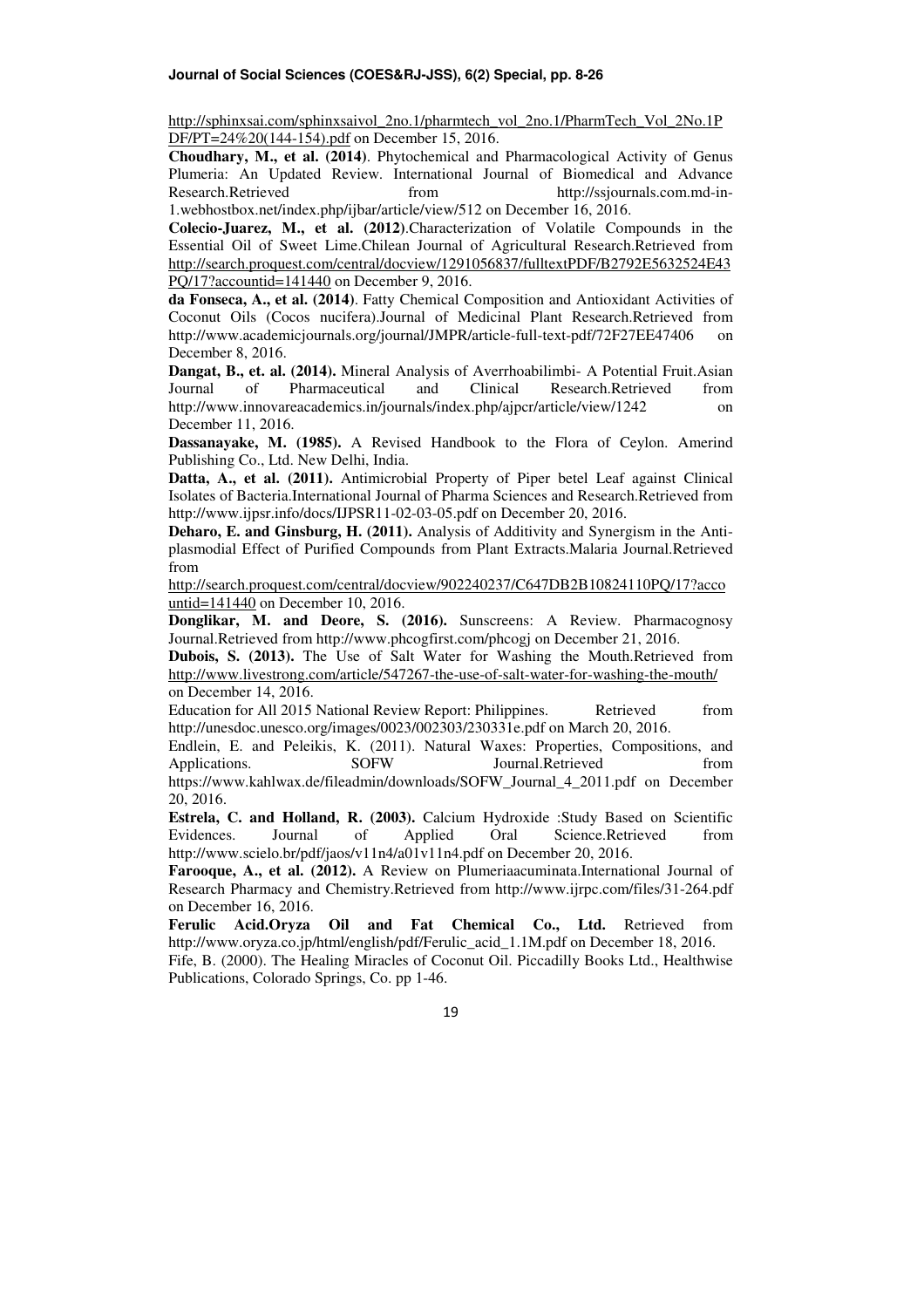http://sphinxsai.com/sphinxsaivol_2no.1/pharmtech_vol_2no.1/PharmTech_Vol_2No.1PDF/PT=24%20(144-154).pdf on December 15, 2016.

**Choudhary, M., et al. (2014)**. Phytochemical and Pharmacological Activity of Genus Plumeria: An Updated Review. International Journal of Biomedical and Advance Research.Retrieved from http://ssjournals.com.md-in-1.webhostbox.net/index.php/ijbar/article/view/512 on December 16, 2016.

**Colecio-Juarez, M., et al. (2012)**.Characterization of Volatile Compounds in the Essential Oil of Sweet Lime.Chilean Journal of Agricultural Research.Retrieved from http://search.proquest.com/central/docview/1291056837/fulltextPDF/B2792E5632524E43PQ/17?accountid=141440 on December 9, 2016.

**da Fonseca, A., et al. (2014)**. Fatty Chemical Composition and Antioxidant Activities of Coconut Oils (Cocos nucifera).Journal of Medicinal Plant Research.Retrieved from http://www.academicjournals.org/journal/JMPR/article-full-text-pdf/72F27EE47406 on December 8, 2016.

**Dangat, B., et. al. (2014).** Mineral Analysis of Averrhoabilimbi- A Potential Fruit.Asian Journal of Pharmaceutical and Clinical Research.Retrieved from http://www.innovareacademics.in/journals/index.php/ajpcr/article/view/1242 on December 11, 2016.

**Dassanayake, M. (1985).** A Revised Handbook to the Flora of Ceylon. Amerind Publishing Co., Ltd. New Delhi, India.

**Datta, A., et al. (2011).** Antimicrobial Property of Piper betel Leaf against Clinical Isolates of Bacteria.International Journal of Pharma Sciences and Research.Retrieved from http://www.ijpsr.info/docs/IJPSR11-02-03-05.pdf on December 20, 2016.

**Deharo, E. and Ginsburg, H. (2011).** Analysis of Additivity and Synergism in the Anti-plasmodial Effect of Purified Compounds from Plant Extracts.Malaria Journal.Retrieved from http://search.proquest.com/central/docview/902240237/C647DB2B10824110PQ/17?accountid=141440 on December 10, 2016.

**Donglikar, M. and Deore, S. (2016).** Sunscreens: A Review. Pharmacognosy Journal.Retrieved from http://www.phcogfirst.com/phcogj on December 21, 2016.

**Dubois, S. (2013).** The Use of Salt Water for Washing the Mouth.Retrieved from http://www.livestrong.com/article/547267-the-use-of-salt-water-for-washing-the-mouth/ on December 14, 2016.

Education for All 2015 National Review Report: Philippines. Retrieved from http://unesdoc.unesco.org/images/0023/002303/230331e.pdf on March 20, 2016.

Endlein, E. and Peleikis, K. (2011). Natural Waxes: Properties, Compositions, and Applications. SOFW Journal.Retrieved from https://www.kahlwax.de/fileadmin/downloads/SOFW_Journal_4_2011.pdf on December 20, 2016.

**Estrela, C. and Holland, R. (2003).** Calcium Hydroxide :Study Based on Scientific Evidences. Journal of Applied Oral Science.Retrieved from http://www.scielo.br/pdf/jaos/v11n4/a01v11n4.pdf on December 20, 2016.

**Farooque, A., et al. (2012).** A Review on Plumeriaacuminata.International Journal of Research Pharmacy and Chemistry.Retrieved from http://www.ijrpc.com/files/31-264.pdf on December 16, 2016.

**Ferulic Acid.Oryza Oil and Fat Chemical Co., Ltd.** Retrieved from http://www.oryza.co.jp/html/english/pdf/Ferulic_acid_1.1M.pdf on December 18, 2016.

Fife, B. (2000). The Healing Miracles of Coconut Oil. Piccadilly Books Ltd., Healthwise Publications, Colorado Springs, Co. pp 1-46.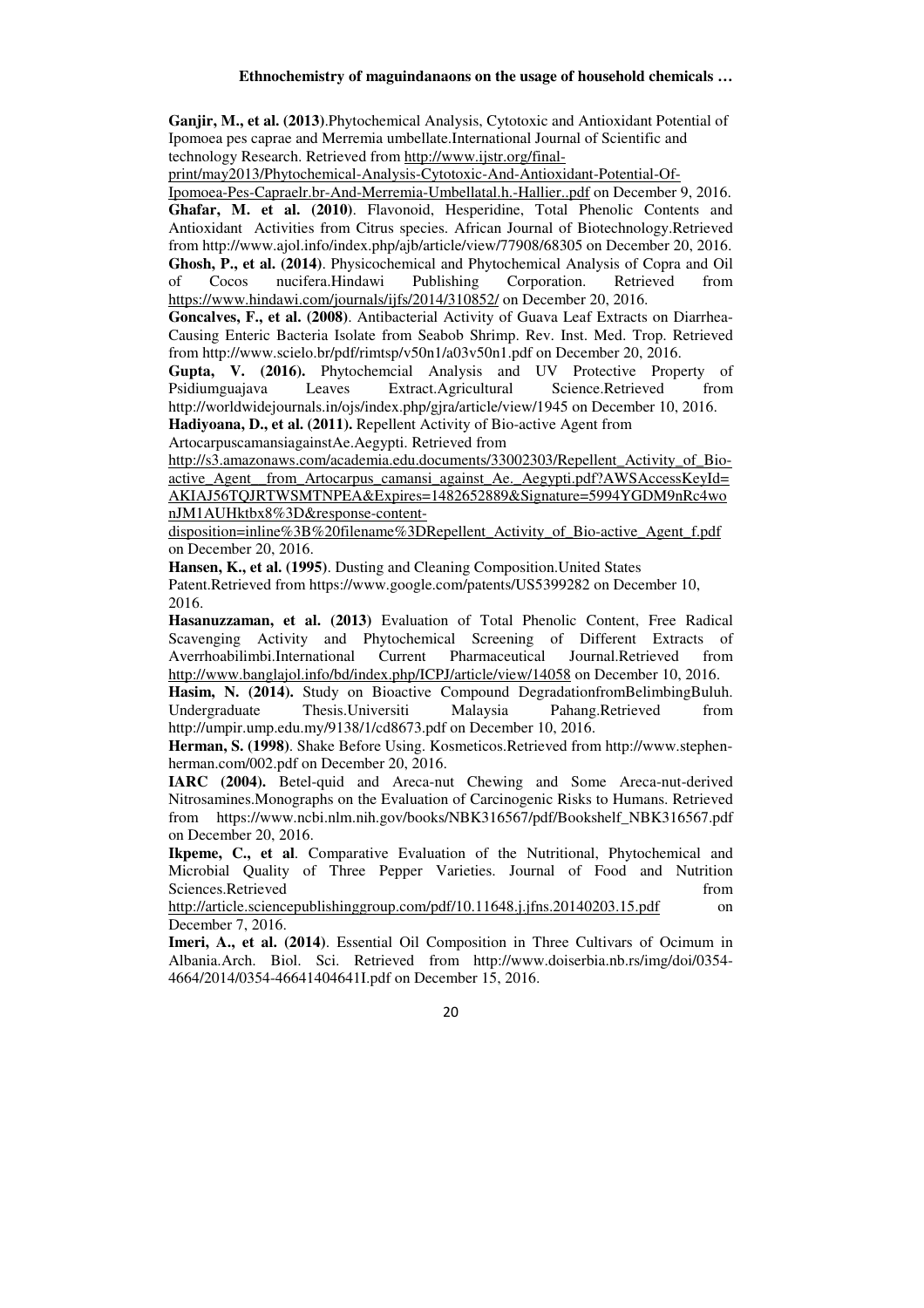**Ganjir, M., et al. (2013)**.Phytochemical Analysis, Cytotoxic and Antioxidant Potential of Ipomoea pes caprae and Merremia umbellate.International Journal of Scientific and technology Research. Retrieved from http://www.ijstr.org/final-print/may2013/Phytochemical-Analysis-Cytotoxic-And-Antioxidant-Potential-Of-Ipomoea-Pes-Capraelr.br-And-Merremia-Umbellatal.h.-Hallier..pdf on December 9, 2016.

**Ghafar, M. et al. (2010)**. Flavonoid, Hesperidine, Total Phenolic Contents and Antioxidant Activities from Citrus species. African Journal of Biotechnology.Retrieved from http://www.ajol.info/index.php/ajb/article/view/77908/68305 on December 20, 2016.

**Ghosh, P., et al. (2014)**. Physicochemical and Phytochemical Analysis of Copra and Oil of Cocos nucifera.Hindawi Publishing Corporation. Retrieved from https://www.hindawi.com/journals/ijfs/2014/310852/ on December 20, 2016.

**Goncalves, F., et al. (2008)**. Antibacterial Activity of Guava Leaf Extracts on Diarrhea-Causing Enteric Bacteria Isolate from Seabob Shrimp. Rev. Inst. Med. Trop. Retrieved from http://www.scielo.br/pdf/rimtsp/v50n1/a03v50n1.pdf on December 20, 2016.

**Gupta, V. (2016).** Phytochemcial Analysis and UV Protective Property of Psidiumguajava Leaves Extract.Agricultural Science.Retrieved from http://worldwidejournals.in/ojs/index.php/gjra/article/view/1945 on December 10, 2016.

**Hadiyoana, D., et al. (2011).** Repellent Activity of Bio-active Agent from ArtocarpuscamansiagainstAe.Aegypti. Retrieved from http://s3.amazonaws.com/academia.edu.documents/33002303/Repellent_Activity_of_Bio-active_Agent__from_Artocarpus_camansi_against_Ae._Aegypti.pdf?AWSAccessKeyId=AKIAJ56TQJRTWSMTNPEA&Expires=1482652889&Signature=5994YGDM9nRc4wonJM1AUHktbx8%3D&response-content-disposition=inline%3B%20filename%3DRepellent_Activity_of_Bio-active_Agent_f.pdf on December 20, 2016.

**Hansen, K., et al. (1995)**. Dusting and Cleaning Composition.United States Patent.Retrieved from https://www.google.com/patents/US5399282 on December 10, 2016.

**Hasanuzzaman, et al. (2013)** Evaluation of Total Phenolic Content, Free Radical Scavenging Activity and Phytochemical Screening of Different Extracts of Averrhoabilimbi.International Current Pharmaceutical Journal.Retrieved from http://www.banglajol.info/bd/index.php/ICPJ/article/view/14058 on December 10, 2016.

**Hasim, N. (2014).** Study on Bioactive Compound DegradationfromBelimbingBuluh. Undergraduate Thesis.Universiti Malaysia Pahang.Retrieved from http://umpir.ump.edu.my/9138/1/cd8673.pdf on December 10, 2016.

**Herman, S. (1998)**. Shake Before Using. Kosmeticos.Retrieved from http://www.stephen-herman.com/002.pdf on December 20, 2016.

**IARC (2004).** Betel-quid and Areca-nut Chewing and Some Areca-nut-derived Nitrosamines.Monographs on the Evaluation of Carcinogenic Risks to Humans. Retrieved from https://www.ncbi.nlm.nih.gov/books/NBK316567/pdf/Bookshelf_NBK316567.pdf on December 20, 2016.

**Ikpeme, C., et al**. Comparative Evaluation of the Nutritional, Phytochemical and Microbial Quality of Three Pepper Varieties. Journal of Food and Nutrition Sciences.Retrieved from http://article.sciencepublishinggroup.com/pdf/10.11648.j.jfns.20140203.15.pdf on December 7, 2016.

**Imeri, A., et al. (2014)**. Essential Oil Composition in Three Cultivars of Ocimum in Albania.Arch. Biol. Sci. Retrieved from http://www.doiserbia.nb.rs/img/doi/0354-4664/2014/0354-46641404641I.pdf on December 15, 2016.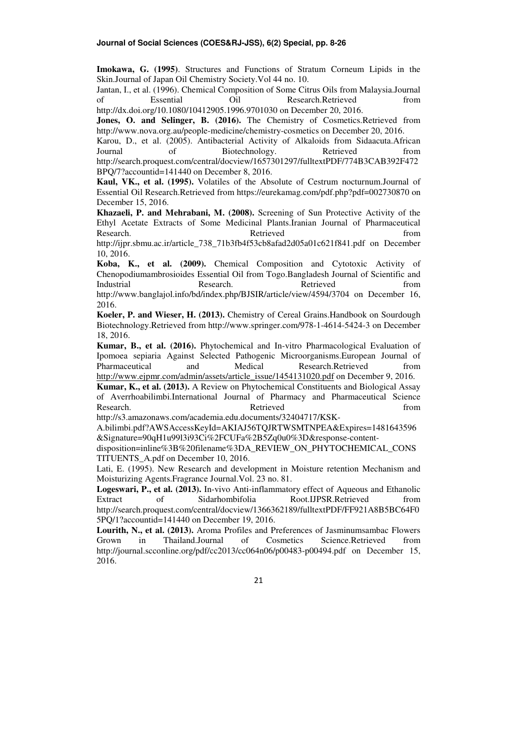**Imokawa, G. (1995)**. Structures and Functions of Stratum Corneum Lipids in the Skin.Journal of Japan Oil Chemistry Society.Vol 44 no. 10.

Jantan, I., et al. (1996). Chemical Composition of Some Citrus Oils from Malaysia.Journal of Essential Oil Research.Retrieved from http://dx.doi.org/10.1080/10412905.1996.9701030 on December 20, 2016.

**Jones, O. and Selinger, B. (2016).** The Chemistry of Cosmetics.Retrieved from http://www.nova.org.au/people-medicine/chemistry-cosmetics on December 20, 2016.

Karou, D., et al. (2005). Antibacterial Activity of Alkaloids from Sidaacuta.African Journal of Biotechnology. Retrieved from http://search.proquest.com/central/docview/1657301297/fulltextPDF/774B3CAB392F472BPQ/7?accountid=141440 on December 8, 2016.

**Kaul, VK., et al. (1995).** Volatiles of the Absolute of Cestrum nocturnum.Journal of Essential Oil Research.Retrieved from https://eurekamag.com/pdf.php?pdf=002730870 on December 15, 2016.

**Khazaeli, P. and Mehrabani, M. (2008).** Screening of Sun Protective Activity of the Ethyl Acetate Extracts of Some Medicinal Plants.Iranian Journal of Pharmaceutical Research. Retrieved from http://ijpr.sbmu.ac.ir/article_738_71b3fb4f53cb8afad2d05a01c621f841.pdf on December 10, 2016.

**Koba, K., et al. (2009).** Chemical Composition and Cytotoxic Activity of Chenopodiumambrosioides Essential Oil from Togo.Bangladesh Journal of Scientific and Industrial Research. Retrieved from http://www.banglajol.info/bd/index.php/BJSIR/article/view/4594/3704 on December 16, 2016.

**Koeler, P. and Wieser, H. (2013).** Chemistry of Cereal Grains.Handbook on Sourdough Biotechnology.Retrieved from http://www.springer.com/978-1-4614-5424-3 on December 18, 2016.

**Kumar, B., et al. (2016).** Phytochemical and In-vitro Pharmacological Evaluation of Ipomoea sepiaria Against Selected Pathogenic Microorganisms.European Journal of Pharmaceutical and Medical Research.Retrieved from http://www.ejpmr.com/admin/assets/article_issue/1454131020.pdf on December 9, 2016.

**Kumar, K., et al. (2013).** A Review on Phytochemical Constituents and Biological Assay of Averrhoabilimbi.International Journal of Pharmacy and Pharmaceutical Science Research. Retrieved from http://s3.amazonaws.com/academia.edu.documents/32404717/KSK-A.bilimbi.pdf?AWSAccessKeyId=AKIAJ56TQJRTWSMTNPEA&Expires=1481643596&Signature=90qH1u99l3i93Ci%2FCUFa%2B5Zq0u0%3D&response-content-disposition=inline%3B%20filename%3DA_REVIEW_ON_PHYTOCHEMICAL_CONSTITUENTS_A.pdf on December 10, 2016.

Lati, E. (1995). New Research and development in Moisture retention Mechanism and Moisturizing Agents.Fragrance Journal.Vol. 23 no. 81.

**Logeswari, P., et al. (2013).** In-vivo Anti-inflammatory effect of Aqueous and Ethanolic Extract of Sidarhombifolia Root.IJPSR.Retrieved from http://search.proquest.com/central/docview/1366362189/fulltextPDF/FF921A8B5BC64F05PQ/1?accountid=141440 on December 19, 2016.

**Lourith, N., et al. (2013).** Aroma Profiles and Preferences of Jasminumsambac Flowers Grown in Thailand.Journal of Cosmetics Science.Retrieved from http://journal.scconline.org/pdf/cc2013/cc064n06/p00483-p00494.pdf on December 15, 2016.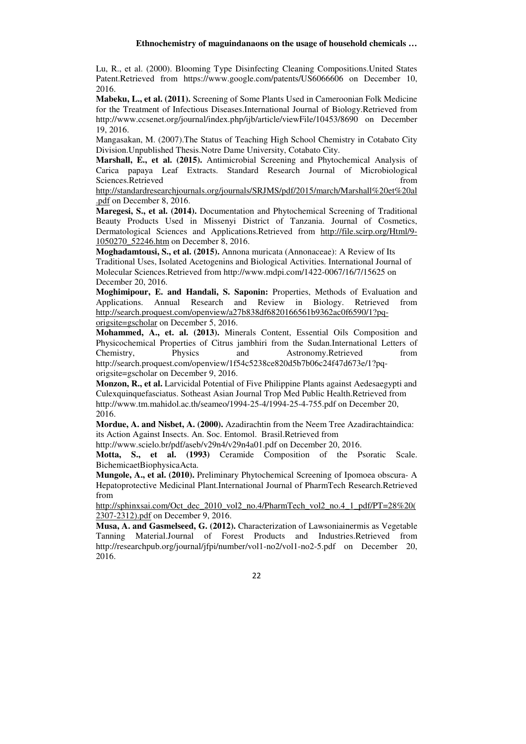Lu, R., et al. (2000). Blooming Type Disinfecting Cleaning Compositions.United States Patent.Retrieved from https://www.google.com/patents/US6066606 on December 10, 2016.

**Mabeku, L., et al. (2011).** Screening of Some Plants Used in Cameroonian Folk Medicine for the Treatment of Infectious Diseases.International Journal of Biology.Retrieved from http://www.ccsenet.org/journal/index.php/ijb/article/viewFile/10453/8690 on December 19, 2016.

Mangasakan, M. (2007).The Status of Teaching High School Chemistry in Cotabato City Division.Unpublished Thesis.Notre Dame University, Cotabato City.

**Marshall, E., et al. (2015).** Antimicrobial Screening and Phytochemical Analysis of Carica papaya Leaf Extracts. Standard Research Journal of Microbiological Sciences.Retrieved from http://standardresearchjournals.org/journals/SRJMS/pdf/2015/march/Marshall%20et%20al.pdf on December 8, 2016.

**Maregesi, S., et al. (2014).** Documentation and Phytochemical Screening of Traditional Beauty Products Used in Missenyi District of Tanzania. Journal of Cosmetics, Dermatological Sciences and Applications.Retrieved from http://file.scirp.org/Html/9-1050270_52246.htm on December 8, 2016.

**Moghadamtousi, S., et al. (2015).** Annona muricata (Annonaceae): A Review of Its Traditional Uses, Isolated Acetogenins and Biological Activities. International Journal of Molecular Sciences.Retrieved from http://www.mdpi.com/1422-0067/16/7/15625 on December 20, 2016.

**Moghimipour, E. and Handali, S. Saponin:** Properties, Methods of Evaluation and Applications. Annual Research and Review in Biology. Retrieved from http://search.proquest.com/openview/a27b838df6820166561b9362ac0f6590/1?pq-origsite=gscholar on December 5, 2016.

**Mohammed, A., et. al. (2013).** Minerals Content, Essential Oils Composition and Physicochemical Properties of Citrus jambhiri from the Sudan.International Letters of Chemistry, Physics and Astronomy.Retrieved from http://search.proquest.com/openview/1f54c5238ce820d5b7b06c24f47d673e/1?pq-origsite=gscholar on December 9, 2016.

**Monzon, R., et al.** Larvicidal Potential of Five Philippine Plants against Aedesaegypti and Culexquinquefasciatus. Sotheast Asian Journal Trop Med Public Health.Retrieved from http://www.tm.mahidol.ac.th/seameo/1994-25-4/1994-25-4-755.pdf on December 20, 2016.

**Mordue, A. and Nisbet, A. (2000).** Azadirachtin from the Neem Tree Azadirachtaindica: its Action Against Insects. An. Soc. Entomol. Brasil.Retrieved from http://www.scielo.br/pdf/aseb/v29n4/v29n4a01.pdf on December 20, 2016.

**Motta, S., et al. (1993)** Ceramide Composition of the Psoratic Scale. BichemicaetBiophysicaActa.

**Mungole, A., et al. (2010).** Preliminary Phytochemical Screening of Ipomoea obscura- A Hepatoprotective Medicinal Plant.International Journal of PharmTech Research.Retrieved from http://sphinxsai.com/Oct_dec_2010_vol2_no.4/PharmTech_vol2_no.4_1_pdf/PT=28%20(2307-2312).pdf on December 9, 2016.

**Musa, A. and Gasmelseed, G. (2012).** Characterization of Lawsoniainermis as Vegetable Tanning Material.Journal of Forest Products and Industries.Retrieved from http://researchpub.org/journal/jfpi/number/vol1-no2/vol1-no2-5.pdf on December 20, 2016.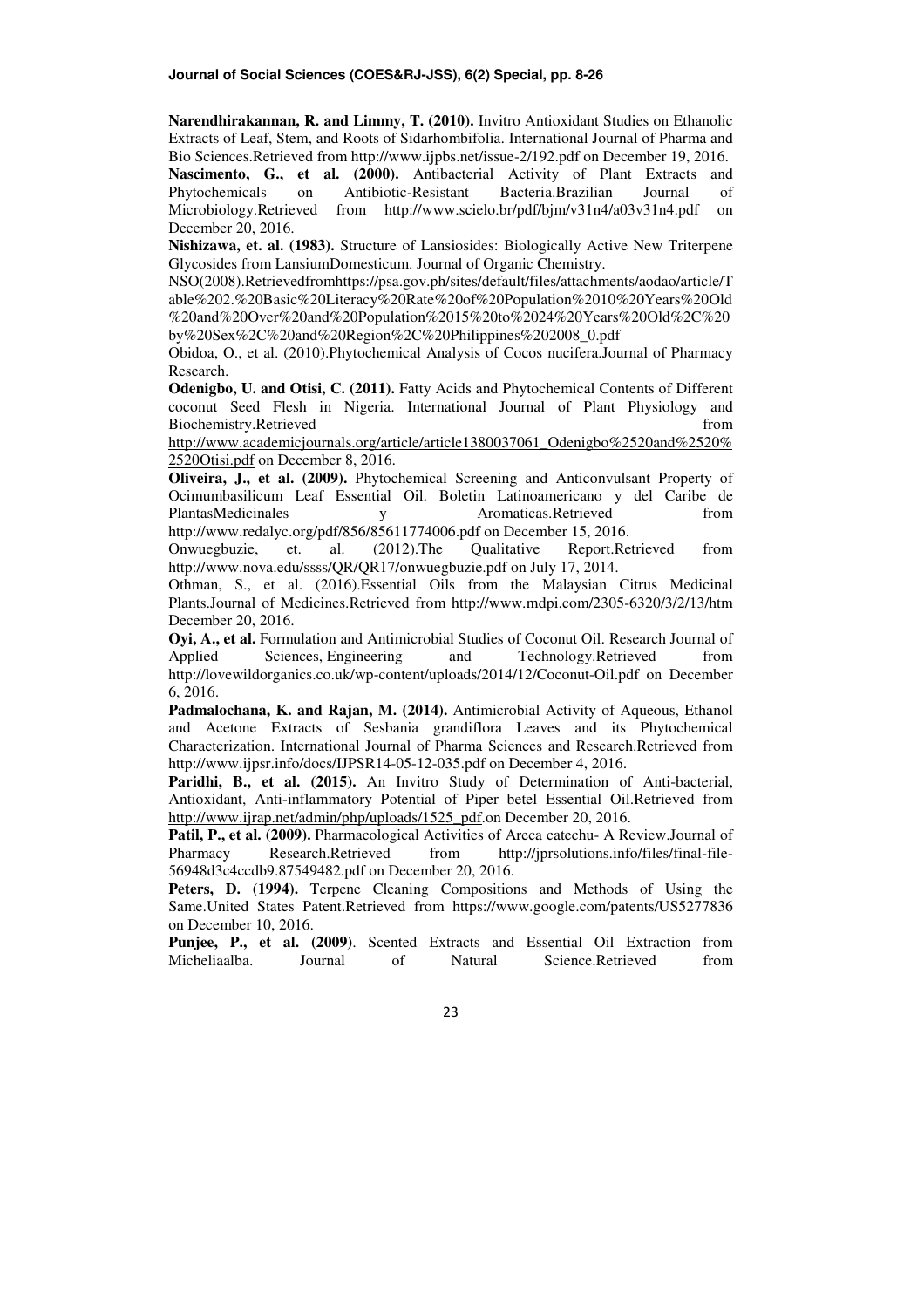**Narendhirakannan, R. and Limmy, T. (2010).** Invitro Antioxidant Studies on Ethanolic Extracts of Leaf, Stem, and Roots of Sidarhombifolia. International Journal of Pharma and Bio Sciences.Retrieved from http://www.ijpbs.net/issue-2/192.pdf on December 19, 2016.

**Nascimento, G., et al. (2000).** Antibacterial Activity of Plant Extracts and Phytochemicals on Antibiotic-Resistant Bacteria.Brazilian Journal of Microbiology.Retrieved from http://www.scielo.br/pdf/bjm/v31n4/a03v31n4.pdf on December 20, 2016.

**Nishizawa, et. al. (1983).** Structure of Lansiosides: Biologically Active New Triterpene Glycosides from LansiumDomesticum. Journal of Organic Chemistry.

NSO(2008).Retrievedfromhttps://psa.gov.ph/sites/default/files/attachments/aodao/article/Table%202.%20Basic%20Literacy%20Rate%20of%20Population%2010%20Years%20Old%20and%20Over%20and%20Population%2015%20to%2024%20Years%20Old%2C%20by%20Sex%2C%20and%20Region%2C%20Philippines%202008_0.pdf

Obidoa, O., et al. (2010).Phytochemical Analysis of Cocos nucifera.Journal of Pharmacy Research.

**Odenigbo, U. and Otisi, C. (2011).** Fatty Acids and Phytochemical Contents of Different coconut Seed Flesh in Nigeria. International Journal of Plant Physiology and Biochemistry.Retrieved from http://www.academicjournals.org/article/article1380037061_Odenigbo%2520and%2520%2520Otisi.pdf on December 8, 2016.

**Oliveira, J., et al. (2009).** Phytochemical Screening and Anticonvulsant Property of Ocimumbasilicum Leaf Essential Oil. Boletin Latinoamericano y del Caribe de PlantasMedicinales y Aromaticas.Retrieved from http://www.redalyc.org/pdf/856/85611774006.pdf on December 15, 2016.

Onwuegbuzie, et. al. (2012).The Qualitative Report.Retrieved from http://www.nova.edu/ssss/QR/QR17/onwuegbuzie.pdf on July 17, 2014.

Othman, S., et al. (2016).Essential Oils from the Malaysian Citrus Medicinal Plants.Journal of Medicines.Retrieved from http://www.mdpi.com/2305-6320/3/2/13/htm December 20, 2016.

**Oyi, A., et al.** Formulation and Antimicrobial Studies of Coconut Oil. Research Journal of Applied Sciences, Engineering and Technology.Retrieved from http://lovewildorganics.co.uk/wp-content/uploads/2014/12/Coconut-Oil.pdf on December 6, 2016.

**Padmalochana, K. and Rajan, M. (2014).** Antimicrobial Activity of Aqueous, Ethanol and Acetone Extracts of Sesbania grandiflora Leaves and its Phytochemical Characterization. International Journal of Pharma Sciences and Research.Retrieved from http://www.ijpsr.info/docs/IJPSR14-05-12-035.pdf on December 4, 2016.

**Paridhi, B., et al. (2015).** An Invitro Study of Determination of Anti-bacterial, Antioxidant, Anti-inflammatory Potential of Piper betel Essential Oil.Retrieved from http://www.ijrap.net/admin/php/uploads/1525_pdf.on December 20, 2016.

**Patil, P., et al. (2009).** Pharmacological Activities of Areca catechu- A Review.Journal of Pharmacy Research.Retrieved from http://jprsolutions.info/files/final-file-56948d3c4ccdb9.87549482.pdf on December 20, 2016.

**Peters, D. (1994).** Terpene Cleaning Compositions and Methods of Using the Same.United States Patent.Retrieved from https://www.google.com/patents/US5277836 on December 10, 2016.

**Punjee, P., et al. (2009)**. Scented Extracts and Essential Oil Extraction from Micheliaalba. Journal of Natural Science.Retrieved from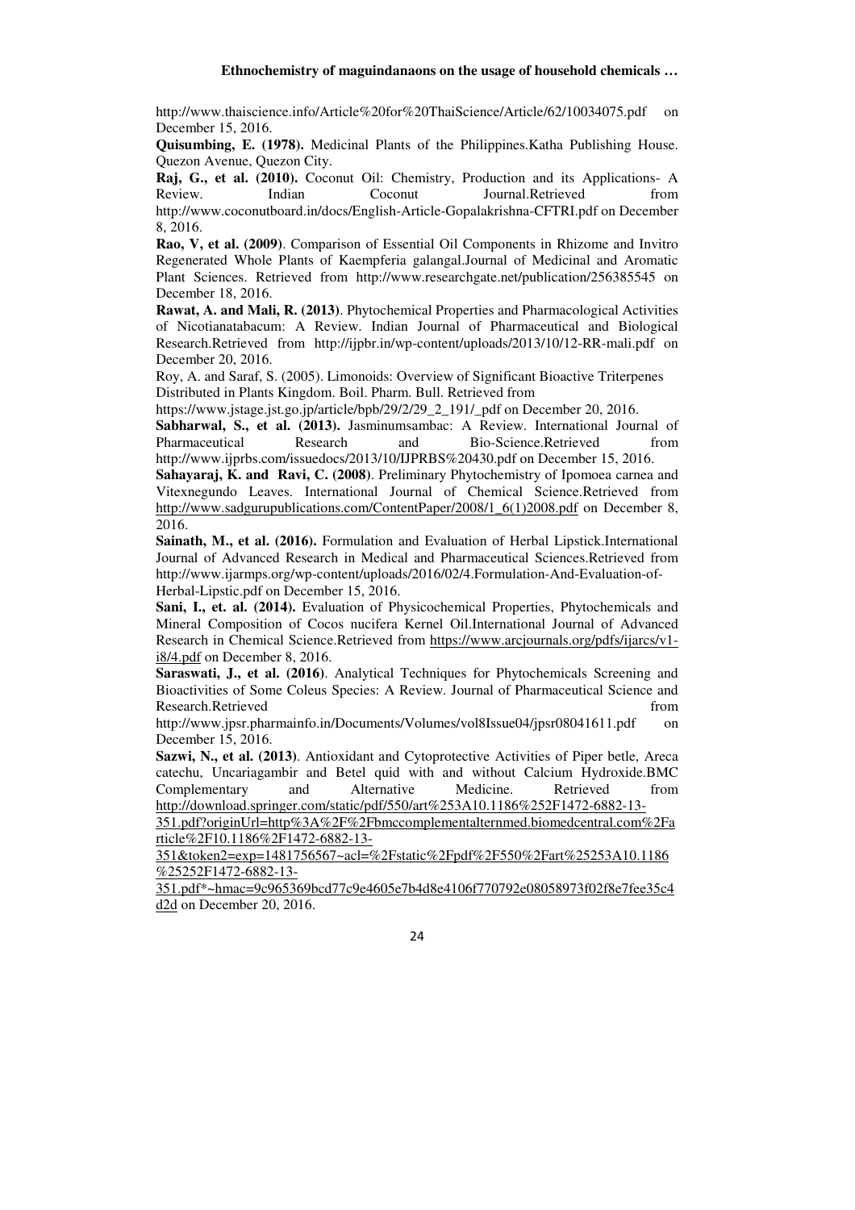http://www.thaiscience.info/Article%20for%20ThaiScience/Article/62/10034075.pdf on December 15, 2016.

**Quisumbing, E. (1978).** Medicinal Plants of the Philippines.Katha Publishing House. Quezon Avenue, Quezon City.

**Raj, G., et al. (2010).** Coconut Oil: Chemistry, Production and its Applications- A Review. Indian Coconut Journal.Retrieved from http://www.coconutboard.in/docs/English-Article-Gopalakrishna-CFTRI.pdf on December 8, 2016.

**Rao, V, et al. (2009)**. Comparison of Essential Oil Components in Rhizome and Invitro Regenerated Whole Plants of Kaempferia galangal.Journal of Medicinal and Aromatic Plant Sciences. Retrieved from http://www.researchgate.net/publication/256385545 on December 18, 2016.

**Rawat, A. and Mali, R. (2013)**. Phytochemical Properties and Pharmacological Activities of Nicotianatabacum: A Review. Indian Journal of Pharmaceutical and Biological Research.Retrieved from http://ijpbr.in/wp-content/uploads/2013/10/12-RR-mali.pdf on December 20, 2016.

Roy, A. and Saraf, S. (2005). Limonoids: Overview of Significant Bioactive Triterpenes Distributed in Plants Kingdom. Boil. Pharm. Bull. Retrieved from https://www.jstage.jst.go.jp/article/bpb/29/2/29_2_191/_pdf on December 20, 2016.

**Sabharwal, S., et al. (2013).** Jasminumsambac: A Review. International Journal of Pharmaceutical Research and Bio-Science.Retrieved from http://www.ijprbs.com/issuedocs/2013/10/IJPRBS%20430.pdf on December 15, 2016.

**Sahayaraj, K. and Ravi, C. (2008)**. Preliminary Phytochemistry of Ipomoea carnea and Vitexnegundo Leaves. International Journal of Chemical Science.Retrieved from http://www.sadgurupublications.com/ContentPaper/2008/1_6(1)2008.pdf on December 8, 2016.

**Sainath, M., et al. (2016).** Formulation and Evaluation of Herbal Lipstick.International Journal of Advanced Research in Medical and Pharmaceutical Sciences.Retrieved from http://www.ijarmps.org/wp-content/uploads/2016/02/4.Formulation-And-Evaluation-of-Herbal-Lipstic.pdf on December 15, 2016.

**Sani, I., et. al. (2014).** Evaluation of Physicochemical Properties, Phytochemicals and Mineral Composition of Cocos nucifera Kernel Oil.International Journal of Advanced Research in Chemical Science.Retrieved from https://www.arcjournals.org/pdfs/ijarcs/v1-i8/4.pdf on December 8, 2016.

**Saraswati, J., et al. (2016)**. Analytical Techniques for Phytochemicals Screening and Bioactivities of Some Coleus Species: A Review. Journal of Pharmaceutical Science and Research.Retrieved from http://www.jpsr.pharmainfo.in/Documents/Volumes/vol8Issue04/jpsr08041611.pdf on December 15, 2016.

**Sazwi, N., et al. (2013)**. Antioxidant and Cytoprotective Activities of Piper betle, Areca catechu, Uncariagambir and Betel quid with and without Calcium Hydroxide.BMC Complementary and Alternative Medicine. Retrieved from http://download.springer.com/static/pdf/550/art%253A10.1186%252F1472-6882-13-351.pdf?originUrl=http%3A%2F%2Fbmccomplementalternmed.biomedcentral.com%2Farticle%2F10.1186%2F1472-6882-13-351&token2=exp=1481756567~acl=%2Fstatic%2Fpdf%2F550%2Fart%25253A10.1186%25252F1472-6882-13-351.pdf*~hmac=9c965369bcd77c9e4605e7b4d8e4106f770792e08058973f02f8e7fee35c4d2d on December 20, 2016.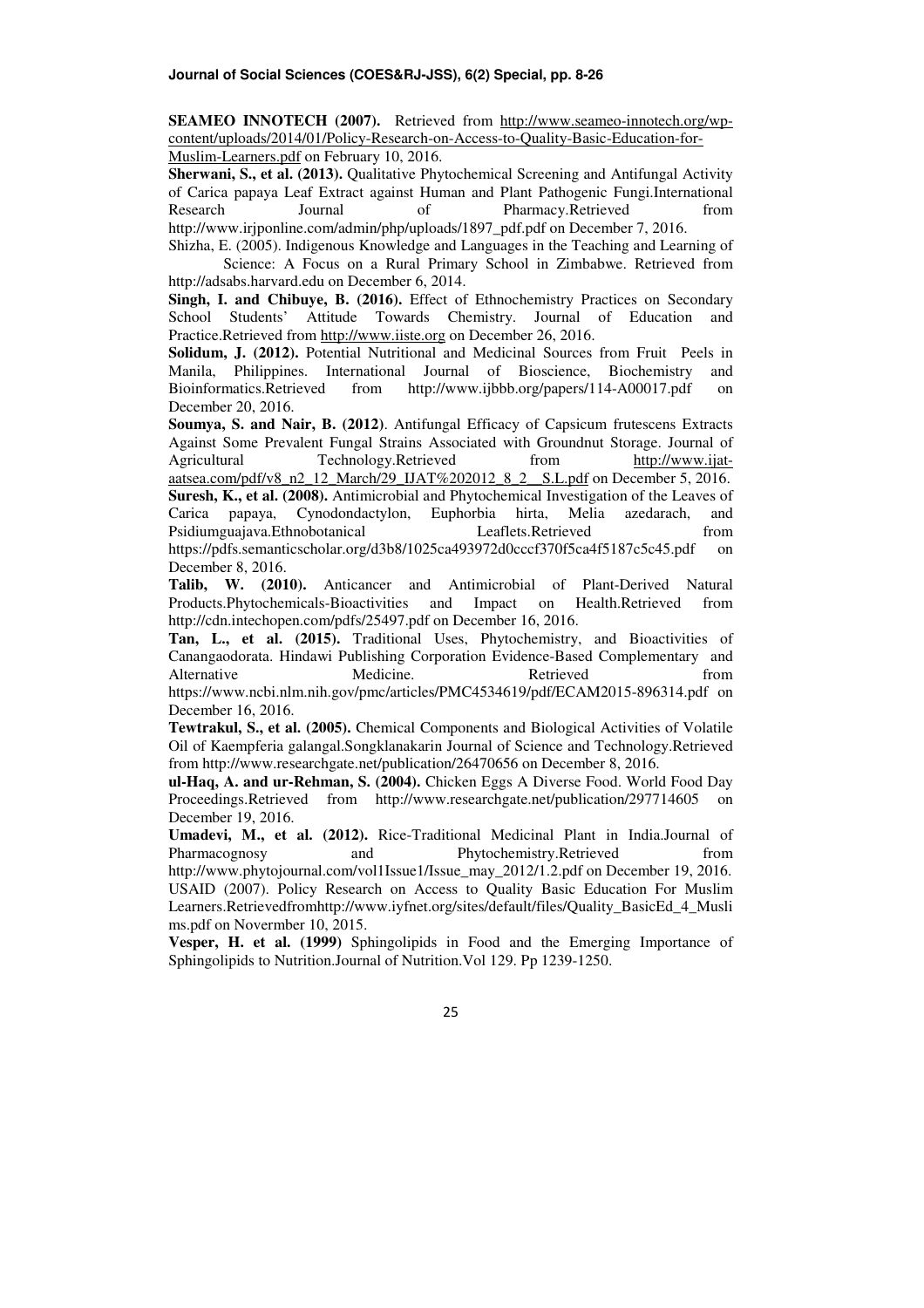**SEAMEO INNOTECH (2007).** Retrieved from http://www.seameo-innotech.org/wp-content/uploads/2014/01/Policy-Research-on-Access-to-Quality-Basic-Education-for-Muslim-Learners.pdf on February 10, 2016.

**Sherwani, S., et al. (2013).** Qualitative Phytochemical Screening and Antifungal Activity of Carica papaya Leaf Extract against Human and Plant Pathogenic Fungi.International Research Journal of Pharmacy.Retrieved from http://www.irjponline.com/admin/php/uploads/1897_pdf.pdf on December 7, 2016.

Shizha, E. (2005). Indigenous Knowledge and Languages in the Teaching and Learning of Science: A Focus on a Rural Primary School in Zimbabwe. Retrieved from http://adsabs.harvard.edu on December 6, 2014.

**Singh, I. and Chibuye, B. (2016).** Effect of Ethnochemistry Practices on Secondary School Students' Attitude Towards Chemistry. Journal of Education and Practice.Retrieved from http://www.iiste.org on December 26, 2016.

**Solidum, J. (2012).** Potential Nutritional and Medicinal Sources from Fruit Peels in Manila, Philippines. International Journal of Bioscience, Biochemistry and Bioinformatics.Retrieved from http://www.ijbbb.org/papers/114-A00017.pdf on December 20, 2016.

**Soumya, S. and Nair, B. (2012)**. Antifungal Efficacy of Capsicum frutescens Extracts Against Some Prevalent Fungal Strains Associated with Groundnut Storage. Journal of Agricultural Technology.Retrieved from http://www.ijat-aatsea.com/pdf/v8_n2_12_March/29_IJAT%202012_8_2__S.L.pdf on December 5, 2016.

**Suresh, K., et al. (2008).** Antimicrobial and Phytochemical Investigation of the Leaves of Carica papaya, Cynodondactylon, Euphorbia hirta, Melia azedarach, and Psidiumguajava.Ethnobotanical Leaflets.Retrieved from https://pdfs.semanticscholar.org/d3b8/1025ca493972d0cccf370f5ca4f5187c5c45.pdf on December 8, 2016.

**Talib, W. (2010).** Anticancer and Antimicrobial of Plant-Derived Natural Products.Phytochemicals-Bioactivities and Impact on Health.Retrieved from http://cdn.intechopen.com/pdfs/25497.pdf on December 16, 2016.

**Tan, L., et al. (2015).** Traditional Uses, Phytochemistry, and Bioactivities of Canangaodorata. Hindawi Publishing Corporation Evidence-Based Complementary and Alternative Medicine. Retrieved from https://www.ncbi.nlm.nih.gov/pmc/articles/PMC4534619/pdf/ECAM2015-896314.pdf on December 16, 2016.

**Tewtrakul, S., et al. (2005).** Chemical Components and Biological Activities of Volatile Oil of Kaempferia galangal.Songklanakarin Journal of Science and Technology.Retrieved from http://www.researchgate.net/publication/26470656 on December 8, 2016.

**ul-Haq, A. and ur-Rehman, S. (2004).** Chicken Eggs A Diverse Food. World Food Day Proceedings.Retrieved from http://www.researchgate.net/publication/297714605 on December 19, 2016.

**Umadevi, M., et al. (2012).** Rice-Traditional Medicinal Plant in India.Journal of Pharmacognosy and Phytochemistry.Retrieved from http://www.phytojournal.com/vol1Issue1/Issue_may_2012/1.2.pdf on December 19, 2016.

USAID (2007). Policy Research on Access to Quality Basic Education For Muslim Learners.Retrievedfromhttp://www.iyfnet.org/sites/default/files/Quality_BasicEd_4_Muslims.pdf on Novermber 10, 2015.

**Vesper, H. et al. (1999)** Sphingolipids in Food and the Emerging Importance of Sphingolipids to Nutrition.Journal of Nutrition.Vol 129. Pp 1239-1250.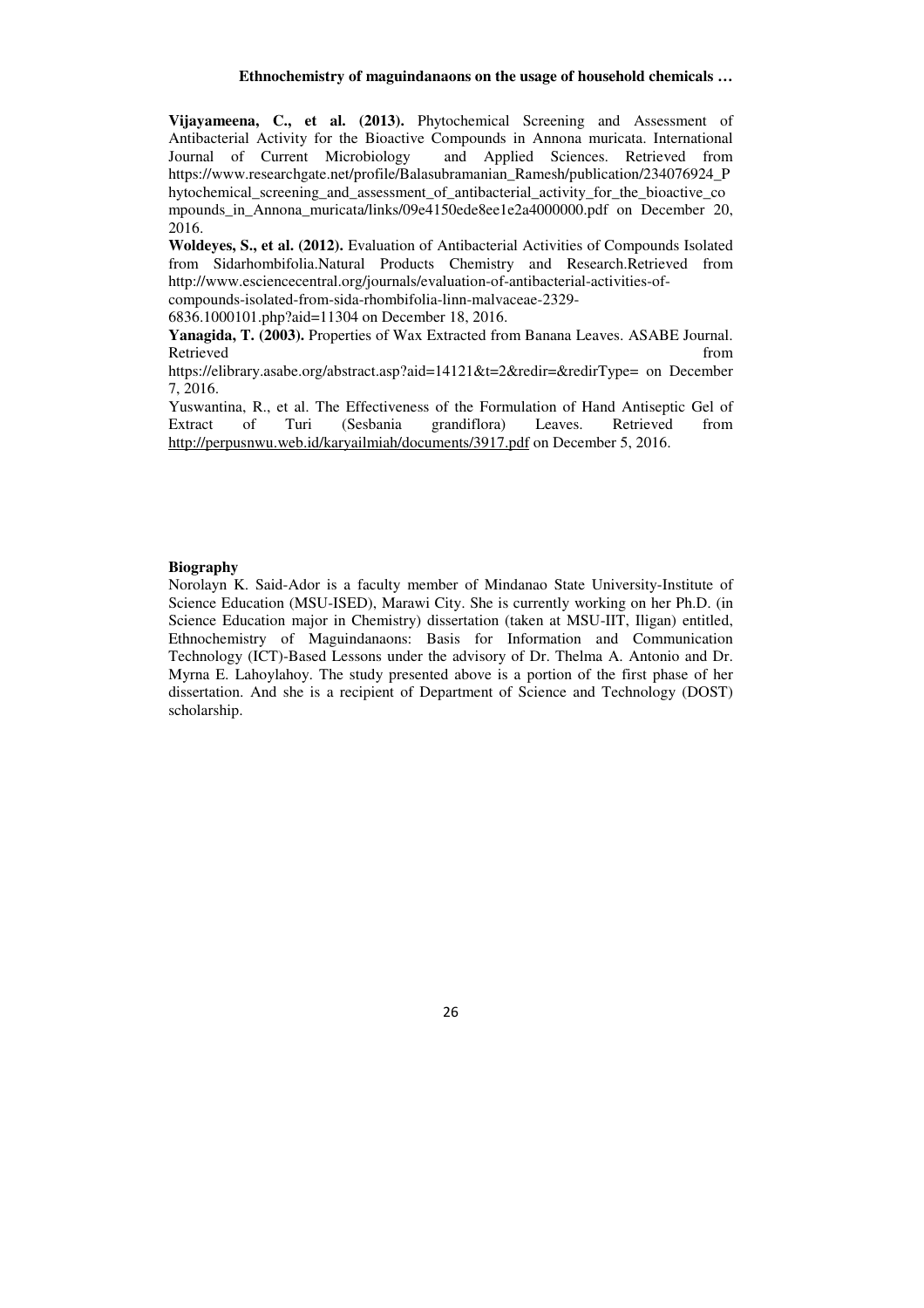**Vijayameena, C., et al. (2013).** Phytochemical Screening and Assessment of Antibacterial Activity for the Bioactive Compounds in Annona muricata. International Journal of Current Microbiology and Applied Sciences. Retrieved from https://www.researchgate.net/profile/Balasubramanian_Ramesh/publication/234076924_Phytochemical_screening_and_assessment_of_antibacterial_activity_for_the_bioactive_compounds_in_Annona_muricata/links/09e4150ede8ee1e2a4000000.pdf on December 20, 2016.

**Woldeyes, S., et al. (2012).** Evaluation of Antibacterial Activities of Compounds Isolated from Sidarhombifolia.Natural Products Chemistry and Research.Retrieved from http://www.esciencecentral.org/journals/evaluation-of-antibacterial-activities-of-compounds-isolated-from-sida-rhombifolia-linn-malvaceae-2329-6836.1000101.php?aid=11304 on December 18, 2016.

**Yanagida, T. (2003).** Properties of Wax Extracted from Banana Leaves. ASABE Journal. Retrieved from https://elibrary.asabe.org/abstract.asp?aid=14121&t=2&redir=&redirType= on December 7, 2016.

Yuswantina, R., et al. The Effectiveness of the Formulation of Hand Antiseptic Gel of Extract of Turi (Sesbania grandiflora) Leaves. Retrieved from http://perpusnwu.web.id/karyailmiah/documents/3917.pdf on December 5, 2016.

**Biography**

Norolayn K. Said-Ador is a faculty member of Mindanao State University-Institute of Science Education (MSU-ISED), Marawi City. She is currently working on her Ph.D. (in Science Education major in Chemistry) dissertation (taken at MSU-IIT, Iligan) entitled, Ethnochemistry of Maguindanaons: Basis for Information and Communication Technology (ICT)-Based Lessons under the advisory of Dr. Thelma A. Antonio and Dr. Myrna E. Lahoylahoy. The study presented above is a portion of the first phase of her dissertation. And she is a recipient of Department of Science and Technology (DOST) scholarship.